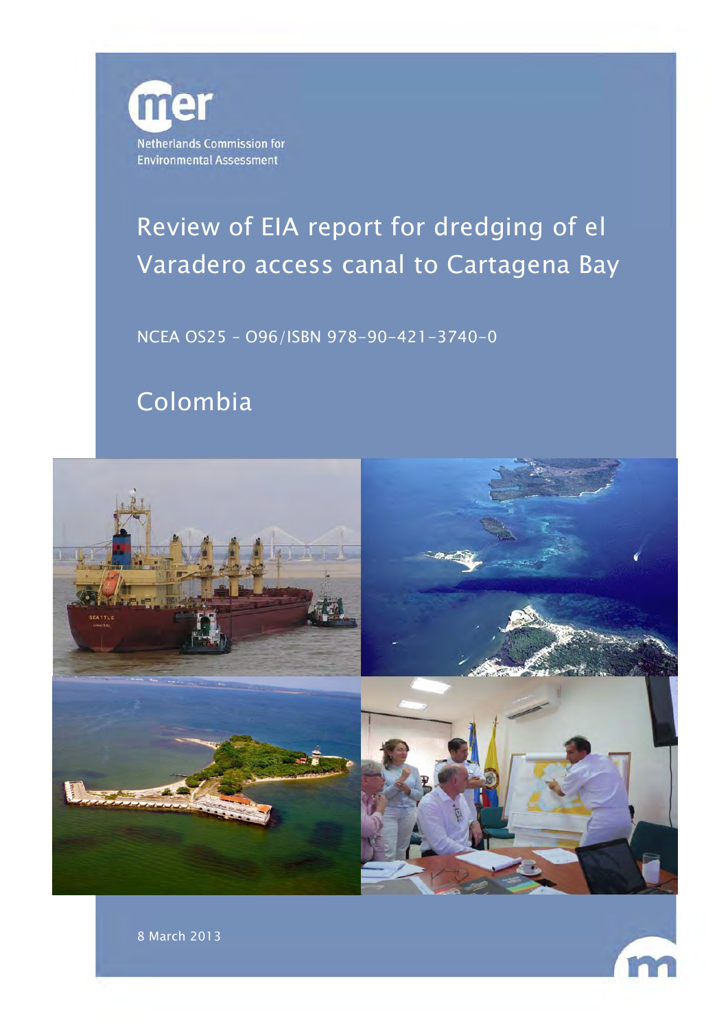Netherlands Commission for Environmental Assessment

# Review of EIA report for dredging of el Varadero access canal to Cartagena Bay

NCEA OS25 – O96/ISBN 978-90-421-3740-0

## Colombia

8 March 2013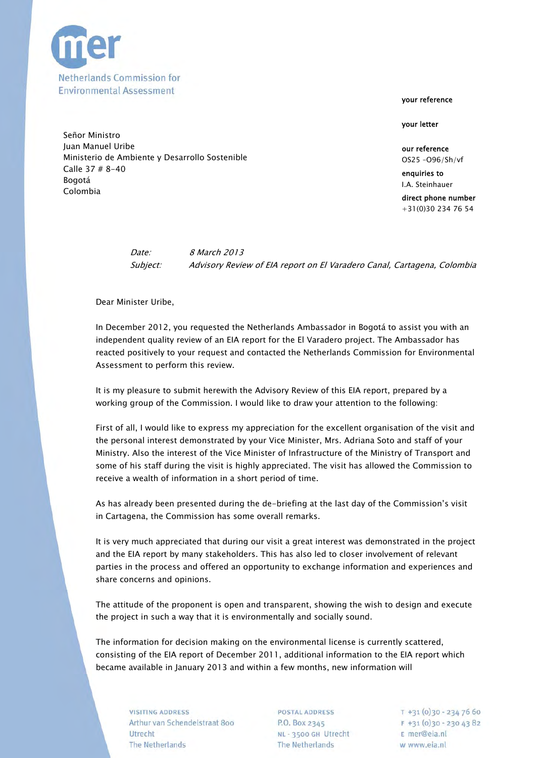Netherlands Commission for Environmental Assessment

Señor Ministro
Juan Manuel Uribe
Ministerio de Ambiente y Desarrollo Sostenible
Calle 37 # 8-40
Bogotá
Colombia

**your reference**

**your letter**

**our reference**
OS25 -O96/Sh/vf

**enquiries to**
I.A. Steinhauer

**direct phone number**
+31(0)30 234 76 54

*Date:* *8 March 2013*
*Subject:* *Advisory Review of EIA report on El Varadero Canal, Cartagena, Colombia*

Dear Minister Uribe,

In December 2012, you requested the Netherlands Ambassador in Bogotá to assist you with an independent quality review of an EIA report for the El Varadero project. The Ambassador has reacted positively to your request and contacted the Netherlands Commission for Environmental Assessment to perform this review.

It is my pleasure to submit herewith the Advisory Review of this EIA report, prepared by a working group of the Commission. I would like to draw your attention to the following:

First of all, I would like to express my appreciation for the excellent organisation of the visit and the personal interest demonstrated by your Vice Minister, Mrs. Adriana Soto and staff of your Ministry. Also the interest of the Vice Minister of Infrastructure of the Ministry of Transport and some of his staff during the visit is highly appreciated. The visit has allowed the Commission to receive a wealth of information in a short period of time.

As has already been presented during the de-briefing at the last day of the Commission's visit in Cartagena, the Commission has some overall remarks.

It is very much appreciated that during our visit a great interest was demonstrated in the project and the EIA report by many stakeholders. This has also led to closer involvement of relevant parties in the process and offered an opportunity to exchange information and experiences and share concerns and opinions.

The attitude of the proponent is open and transparent, showing the wish to design and execute the project in such a way that it is environmentally and socially sound.

The information for decision making on the environmental license is currently scattered, consisting of the EIA report of December 2011, additional information to the EIA report which became available in January 2013 and within a few months, new information will

VISITING ADDRESS
Arthur van Schendelstraat 800
Utrecht
The Netherlands

POSTAL ADDRESS
P.O. Box 2345
NL - 3500 GH Utrecht
The Netherlands

T +31 (0)30 - 234 76 60
F +31 (0)30 - 230 43 82
E mer@eia.nl
W www.eia.nl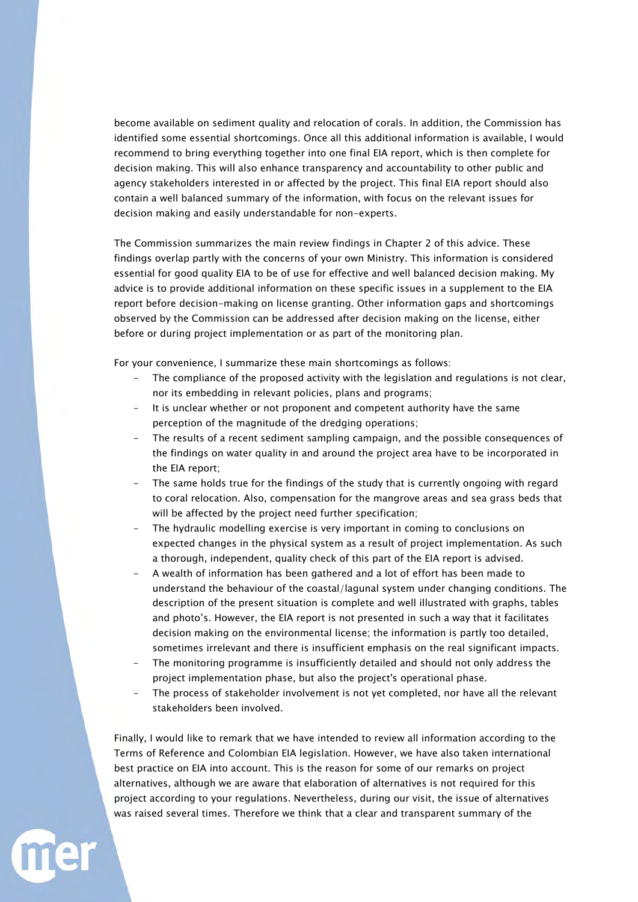become available on sediment quality and relocation of corals. In addition, the Commission has identified some essential shortcomings. Once all this additional information is available, I would recommend to bring everything together into one final EIA report, which is then complete for decision making. This will also enhance transparency and accountability to other public and agency stakeholders interested in or affected by the project. This final EIA report should also contain a well balanced summary of the information, with focus on the relevant issues for decision making and easily understandable for non-experts.

The Commission summarizes the main review findings in Chapter 2 of this advice. These findings overlap partly with the concerns of your own Ministry. This information is considered essential for good quality EIA to be of use for effective and well balanced decision making. My advice is to provide additional information on these specific issues in a supplement to the EIA report before decision-making on license granting. Other information gaps and shortcomings observed by the Commission can be addressed after decision making on the license, either before or during project implementation or as part of the monitoring plan.

For your convenience, I summarize these main shortcomings as follows:

- The compliance of the proposed activity with the legislation and regulations is not clear, nor its embedding in relevant policies, plans and programs;
- It is unclear whether or not proponent and competent authority have the same perception of the magnitude of the dredging operations;
- The results of a recent sediment sampling campaign, and the possible consequences of the findings on water quality in and around the project area have to be incorporated in the EIA report;
- The same holds true for the findings of the study that is currently ongoing with regard to coral relocation. Also, compensation for the mangrove areas and sea grass beds that will be affected by the project need further specification;
- The hydraulic modelling exercise is very important in coming to conclusions on expected changes in the physical system as a result of project implementation. As such a thorough, independent, quality check of this part of the EIA report is advised.
- A wealth of information has been gathered and a lot of effort has been made to understand the behaviour of the coastal/lagunal system under changing conditions. The description of the present situation is complete and well illustrated with graphs, tables and photo's. However, the EIA report is not presented in such a way that it facilitates decision making on the environmental license; the information is partly too detailed, sometimes irrelevant and there is insufficient emphasis on the real significant impacts.
- The monitoring programme is insufficiently detailed and should not only address the project implementation phase, but also the project's operational phase.
- The process of stakeholder involvement is not yet completed, nor have all the relevant stakeholders been involved.

Finally, I would like to remark that we have intended to review all information according to the Terms of Reference and Colombian EIA legislation. However, we have also taken international best practice on EIA into account. This is the reason for some of our remarks on project alternatives, although we are aware that elaboration of alternatives is not required for this project according to your regulations. Nevertheless, during our visit, the issue of alternatives was raised several times. Therefore we think that a clear and transparent summary of the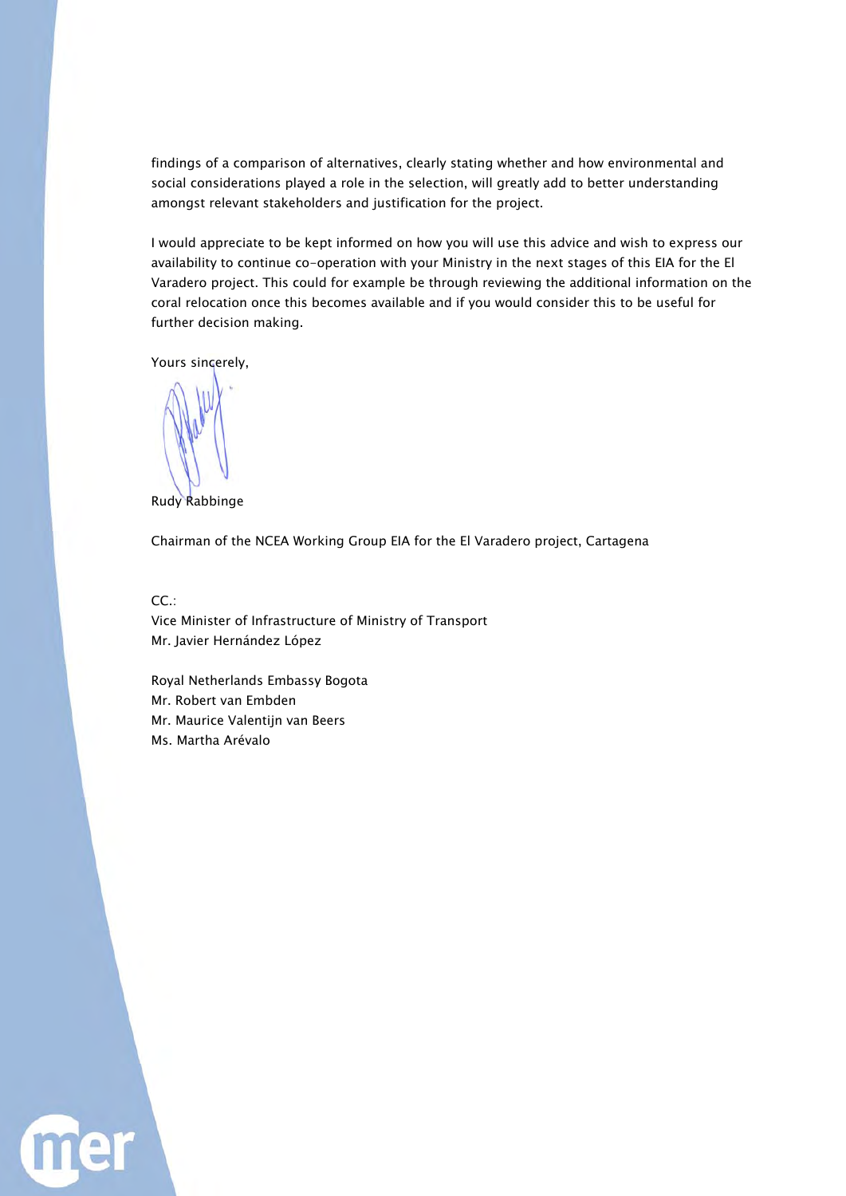findings of a comparison of alternatives, clearly stating whether and how environmental and social considerations played a role in the selection, will greatly add to better understanding amongst relevant stakeholders and justification for the project.

I would appreciate to be kept informed on how you will use this advice and wish to express our availability to continue co-operation with your Ministry in the next stages of this EIA for the El Varadero project. This could for example be through reviewing the additional information on the coral relocation once this becomes available and if you would consider this to be useful for further decision making.

Yours sincerely,

Rudy Rabbinge

Chairman of the NCEA Working Group EIA for the El Varadero project, Cartagena

CC.:
Vice Minister of Infrastructure of Ministry of Transport
Mr. Javier Hernández López

Royal Netherlands Embassy Bogota
Mr. Robert van Embden
Mr. Maurice Valentijn van Beers
Ms. Martha Arévalo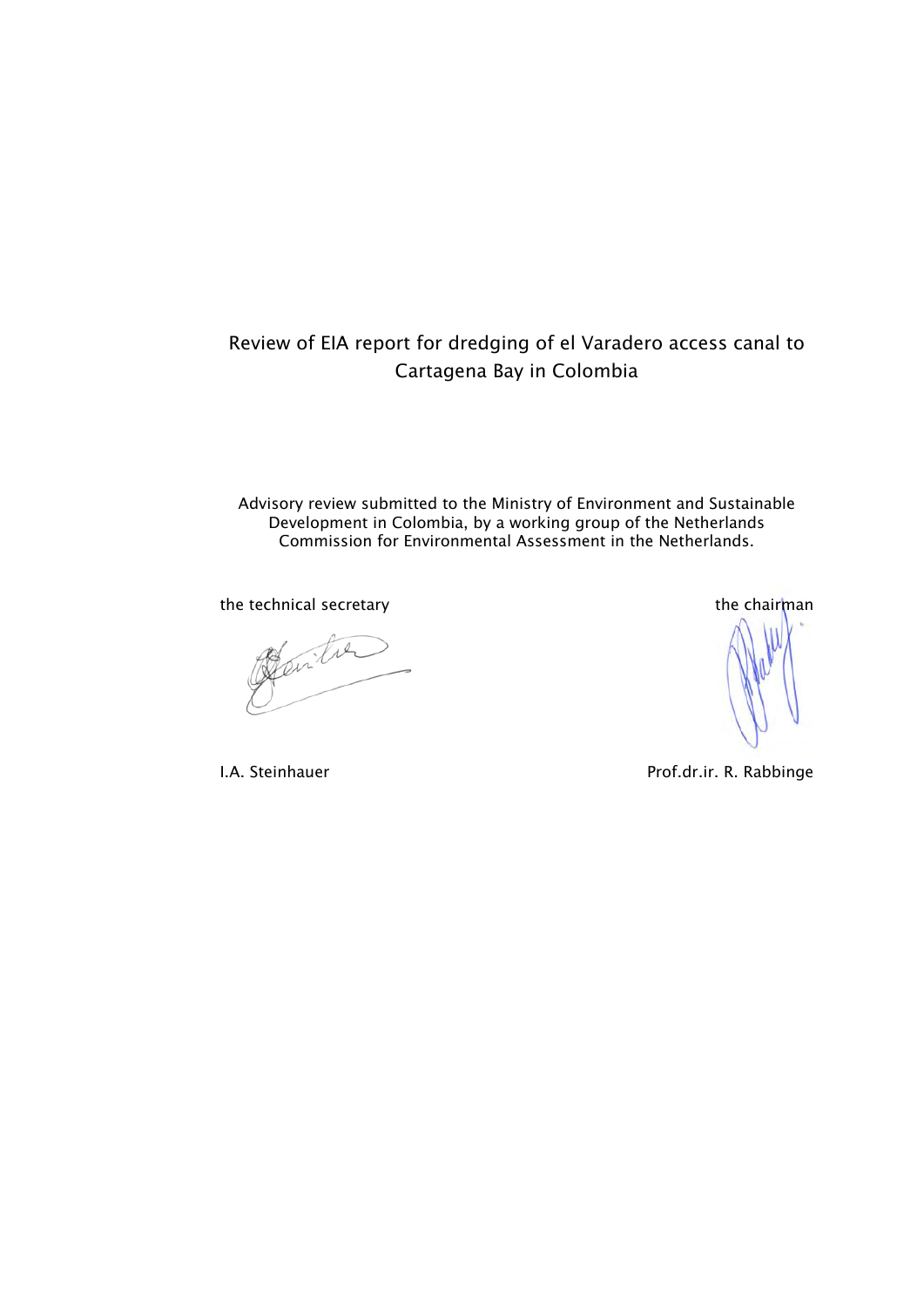Review of EIA report for dredging of el Varadero access canal to Cartagena Bay in Colombia

Advisory review submitted to the Ministry of Environment and Sustainable Development in Colombia, by a working group of the Netherlands Commission for Environmental Assessment in the Netherlands.

the technical secretary

the chairman

I.A. Steinhauer

Prof.dr.ir. R. Rabbinge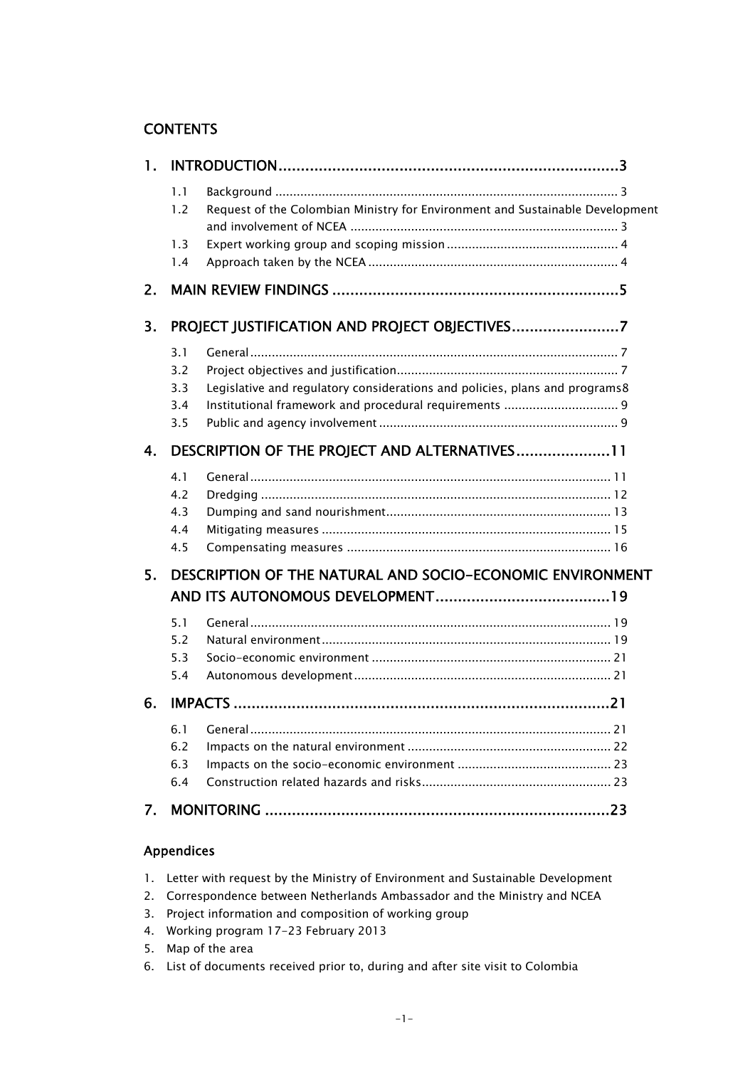# CONTENTS

1. INTRODUCTION ........................................................................3
   - 1.1 Background ........................................................................ 3
   - 1.2 Request of the Colombian Ministry for Environment and Sustainable Development and involvement of NCEA ........................................................ 3
   - 1.3 Expert working group and scoping mission ........................................ 4
   - 1.4 Approach taken by the NCEA ...................................................... 4
2. MAIN REVIEW FINDINGS ..............................................................5
3. PROJECT JUSTIFICATION AND PROJECT OBJECTIVES ........................7
   - 3.1 General ........................................................................ 7
   - 3.2 Project objectives and justification ............................................... 7
   - 3.3 Legislative and regulatory considerations and policies, plans and programs 8
   - 3.4 Institutional framework and procedural requirements ........................ 9
   - 3.5 Public and agency involvement ................................................... 9
4. DESCRIPTION OF THE PROJECT AND ALTERNATIVES ......................11
   - 4.1 General ........................................................................ 11
   - 4.2 Dredging ........................................................................ 12
   - 4.3 Dumping and sand nourishment ................................................... 13
   - 4.4 Mitigating measures ............................................................. 15
   - 4.5 Compensating measures .......................................................... 16
5. DESCRIPTION OF THE NATURAL AND SOCIO-ECONOMIC ENVIRONMENT AND ITS AUTONOMOUS DEVELOPMENT ........................................19
   - 5.1 General ........................................................................ 19
   - 5.2 Natural environment ............................................................. 19
   - 5.3 Socio-economic environment ..................................................... 21
   - 5.4 Autonomous development ......................................................... 21
6. IMPACTS ........................................................................21
   - 6.1 General ........................................................................ 21
   - 6.2 Impacts on the natural environment ............................................. 22
   - 6.3 Impacts on the socio-economic environment ..................................... 23
   - 6.4 Construction related hazards and risks .......................................... 23
7. MONITORING ........................................................................23

## Appendices

1. Letter with request by the Ministry of Environment and Sustainable Development
2. Correspondence between Netherlands Ambassador and the Ministry and NCEA
3. Project information and composition of working group
4. Working program 17-23 February 2013
5. Map of the area
6. List of documents received prior to, during and after site visit to Colombia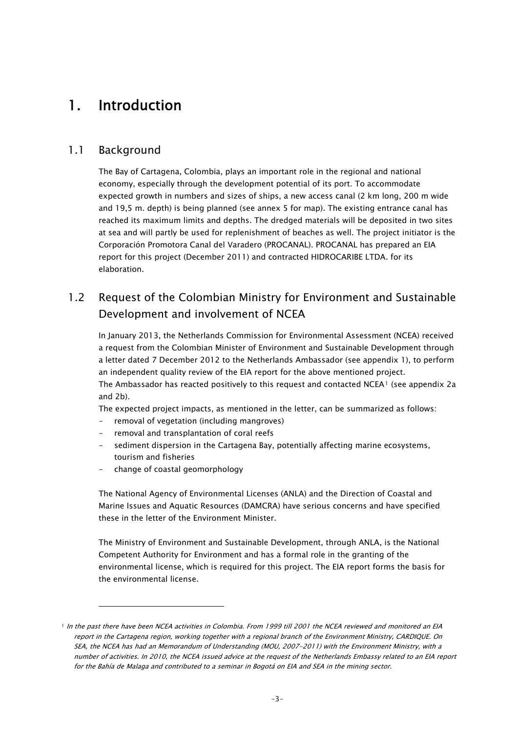# 1. Introduction

## 1.1 Background

The Bay of Cartagena, Colombia, plays an important role in the regional and national economy, especially through the development potential of its port. To accommodate expected growth in numbers and sizes of ships, a new access canal (2 km long, 200 m wide and 19,5 m. depth) is being planned (see annex 5 for map). The existing entrance canal has reached its maximum limits and depths. The dredged materials will be deposited in two sites at sea and will partly be used for replenishment of beaches as well. The project initiator is the Corporación Promotora Canal del Varadero (PROCANAL). PROCANAL has prepared an EIA report for this project (December 2011) and contracted HIDROCARIBE LTDA. for its elaboration.

## 1.2 Request of the Colombian Ministry for Environment and Sustainable Development and involvement of NCEA

In January 2013, the Netherlands Commission for Environmental Assessment (NCEA) received a request from the Colombian Minister of Environment and Sustainable Development through a letter dated 7 December 2012 to the Netherlands Ambassador (see appendix 1), to perform an independent quality review of the EIA report for the above mentioned project.
The Ambassador has reacted positively to this request and contacted NCEA[1] (see appendix 2a and 2b).
The expected project impacts, as mentioned in the letter, can be summarized as follows:

- removal of vegetation (including mangroves)
- removal and transplantation of coral reefs
- sediment dispersion in the Cartagena Bay, potentially affecting marine ecosystems, tourism and fisheries
- change of coastal geomorphology

The National Agency of Environmental Licenses (ANLA) and the Direction of Coastal and Marine Issues and Aquatic Resources (DAMCRA) have serious concerns and have specified these in the letter of the Environment Minister.

The Ministry of Environment and Sustainable Development, through ANLA, is the National Competent Authority for Environment and has a formal role in the granting of the environmental license, which is required for this project. The EIA report forms the basis for the environmental license.

---

[1] *In the past there have been NCEA activities in Colombia. From 1999 till 2001 the NCEA reviewed and monitored an EIA report in the Cartagena region, working together with a regional branch of the Environment Ministry, CARDIQUE. On SEA, the NCEA has had an Memorandum of Understanding (MOU, 2007-2011) with the Environment Ministry, with a number of activities. In 2010, the NCEA issued advice at the request of the Netherlands Embassy related to an EIA report for the Bahía de Malaga and contributed to a seminar in Bogotá on EIA and SEA in the mining sector.*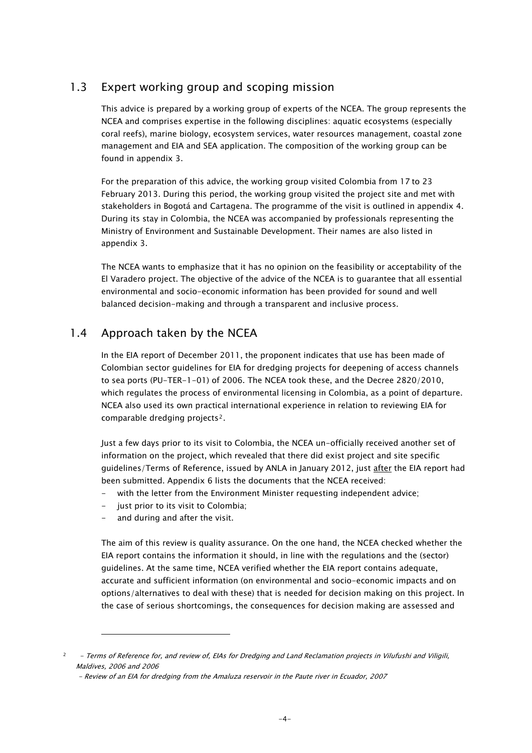## 1.3 Expert working group and scoping mission

This advice is prepared by a working group of experts of the NCEA. The group represents the NCEA and comprises expertise in the following disciplines: aquatic ecosystems (especially coral reefs), marine biology, ecosystem services, water resources management, coastal zone management and EIA and SEA application. The composition of the working group can be found in appendix 3.

For the preparation of this advice, the working group visited Colombia from 17 to 23 February 2013. During this period, the working group visited the project site and met with stakeholders in Bogotá and Cartagena. The programme of the visit is outlined in appendix 4. During its stay in Colombia, the NCEA was accompanied by professionals representing the Ministry of Environment and Sustainable Development. Their names are also listed in appendix 3.

The NCEA wants to emphasize that it has no opinion on the feasibility or acceptability of the El Varadero project. The objective of the advice of the NCEA is to guarantee that all essential environmental and socio-economic information has been provided for sound and well balanced decision-making and through a transparent and inclusive process.

## 1.4 Approach taken by the NCEA

In the EIA report of December 2011, the proponent indicates that use has been made of Colombian sector guidelines for EIA for dredging projects for deepening of access channels to sea ports (PU-TER-1-01) of 2006. The NCEA took these, and the Decree 2820/2010, which regulates the process of environmental licensing in Colombia, as a point of departure. NCEA also used its own practical international experience in relation to reviewing EIA for comparable dredging projects[2].

Just a few days prior to its visit to Colombia, the NCEA un-officially received another set of information on the project, which revealed that there did exist project and site specific guidelines/Terms of Reference, issued by ANLA in January 2012, just <u>after</u> the EIA report had been submitted. Appendix 6 lists the documents that the NCEA received:

- with the letter from the Environment Minister requesting independent advice;
- just prior to its visit to Colombia;
- and during and after the visit.

The aim of this review is quality assurance. On the one hand, the NCEA checked whether the EIA report contains the information it should, in line with the regulations and the (sector) guidelines. At the same time, NCEA verified whether the EIA report contains adequate, accurate and sufficient information (on environmental and socio-economic impacts and on options/alternatives to deal with these) that is needed for decision making on this project. In the case of serious shortcomings, the consequences for decision making are assessed and

---

[2] *- Terms of Reference for, and review of, EIAs for Dredging and Land Reclamation projects in Vilufushi and Viligili, Maldives, 2006 and 2006*

*- Review of an EIA for dredging from the Amaluza reservoir in the Paute river in Ecuador, 2007*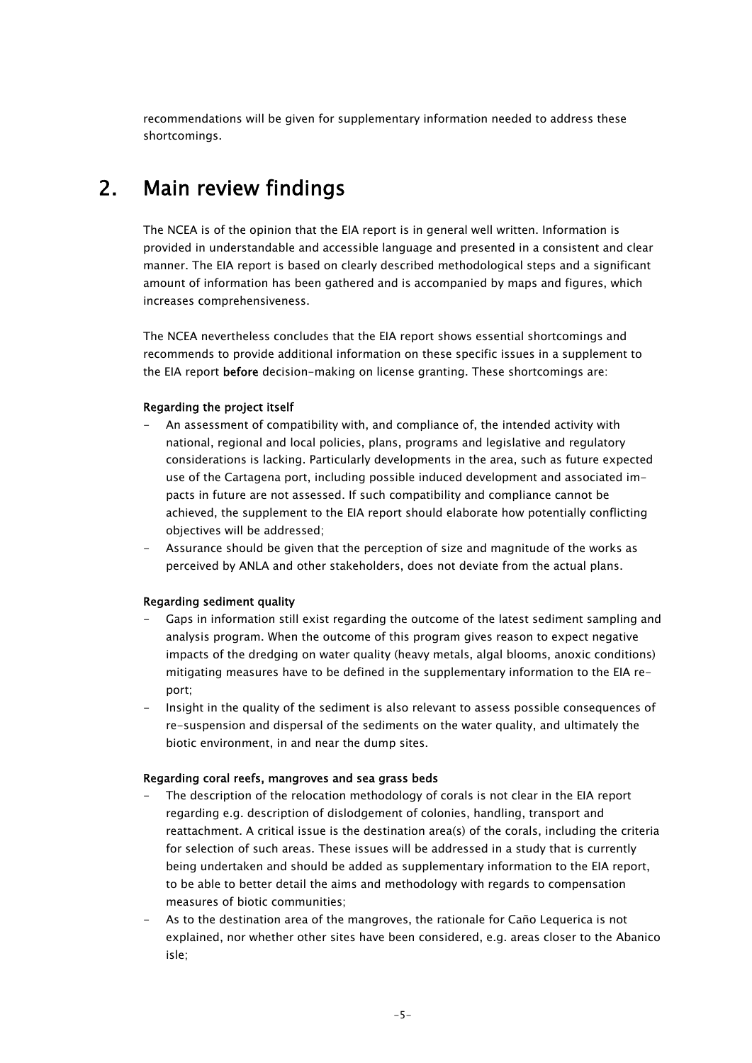recommendations will be given for supplementary information needed to address these shortcomings.

# 2. Main review findings

The NCEA is of the opinion that the EIA report is in general well written. Information is provided in understandable and accessible language and presented in a consistent and clear manner. The EIA report is based on clearly described methodological steps and a significant amount of information has been gathered and is accompanied by maps and figures, which increases comprehensiveness.

The NCEA nevertheless concludes that the EIA report shows essential shortcomings and recommends to provide additional information on these specific issues in a supplement to the EIA report **before** decision-making on license granting. These shortcomings are:

**Regarding the project itself**

- An assessment of compatibility with, and compliance of, the intended activity with national, regional and local policies, plans, programs and legislative and regulatory considerations is lacking. Particularly developments in the area, such as future expected use of the Cartagena port, including possible induced development and associated impacts in future are not assessed. If such compatibility and compliance cannot be achieved, the supplement to the EIA report should elaborate how potentially conflicting objectives will be addressed;
- Assurance should be given that the perception of size and magnitude of the works as perceived by ANLA and other stakeholders, does not deviate from the actual plans.

**Regarding sediment quality**

- Gaps in information still exist regarding the outcome of the latest sediment sampling and analysis program. When the outcome of this program gives reason to expect negative impacts of the dredging on water quality (heavy metals, algal blooms, anoxic conditions) mitigating measures have to be defined in the supplementary information to the EIA report;
- Insight in the quality of the sediment is also relevant to assess possible consequences of re-suspension and dispersal of the sediments on the water quality, and ultimately the biotic environment, in and near the dump sites.

**Regarding coral reefs, mangroves and sea grass beds**

- The description of the relocation methodology of corals is not clear in the EIA report regarding e.g. description of dislodgement of colonies, handling, transport and reattachment. A critical issue is the destination area(s) of the corals, including the criteria for selection of such areas. These issues will be addressed in a study that is currently being undertaken and should be added as supplementary information to the EIA report, to be able to better detail the aims and methodology with regards to compensation measures of biotic communities;
- As to the destination area of the mangroves, the rationale for Caño Lequerica is not explained, nor whether other sites have been considered, e.g. areas closer to the Abanico isle;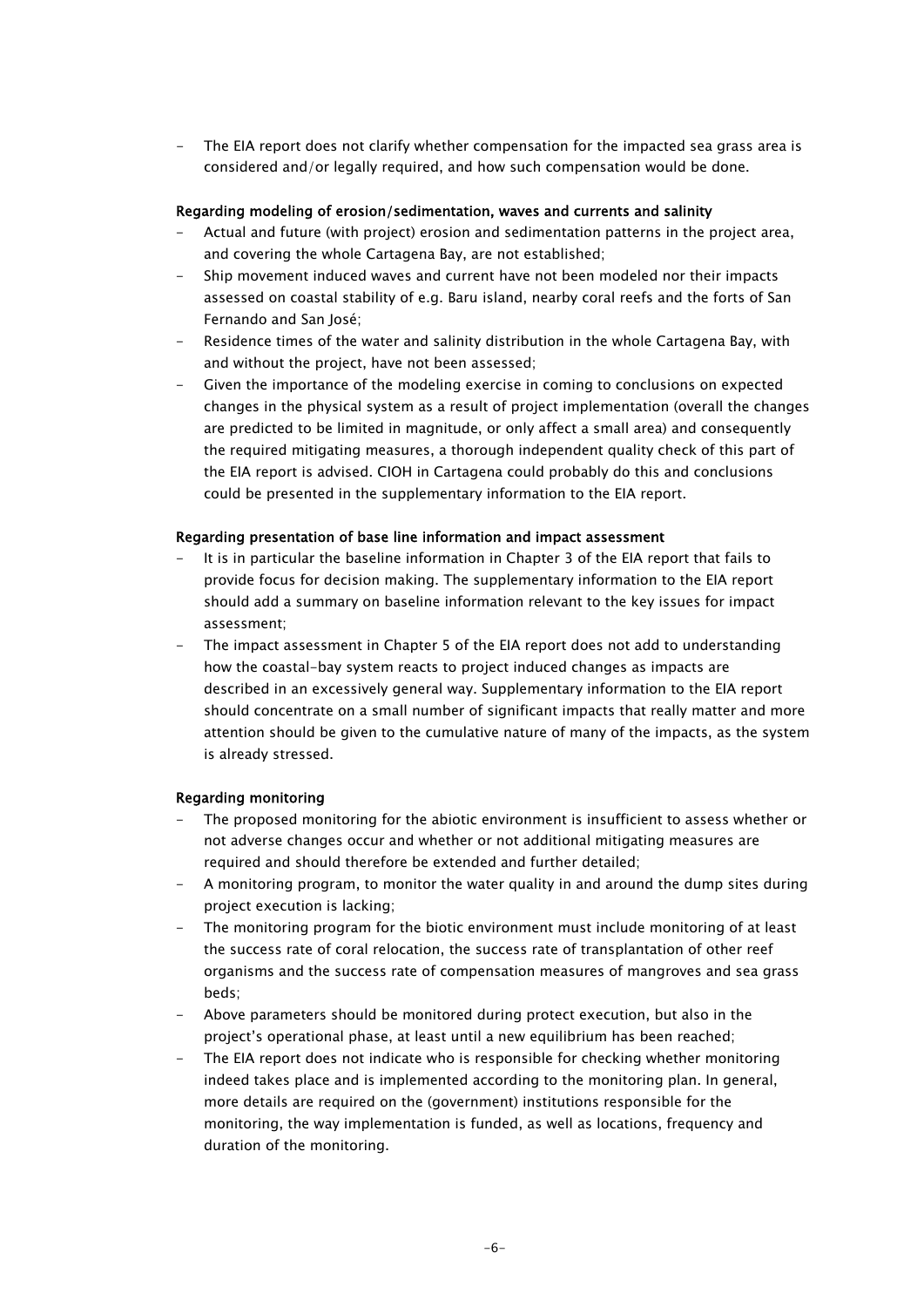- The EIA report does not clarify whether compensation for the impacted sea grass area is considered and/or legally required, and how such compensation would be done.

**Regarding modeling of erosion/sedimentation, waves and currents and salinity**

- Actual and future (with project) erosion and sedimentation patterns in the project area, and covering the whole Cartagena Bay, are not established;
- Ship movement induced waves and current have not been modeled nor their impacts assessed on coastal stability of e.g. Baru island, nearby coral reefs and the forts of San Fernando and San José;
- Residence times of the water and salinity distribution in the whole Cartagena Bay, with and without the project, have not been assessed;
- Given the importance of the modeling exercise in coming to conclusions on expected changes in the physical system as a result of project implementation (overall the changes are predicted to be limited in magnitude, or only affect a small area) and consequently the required mitigating measures, a thorough independent quality check of this part of the EIA report is advised. CIOH in Cartagena could probably do this and conclusions could be presented in the supplementary information to the EIA report.

**Regarding presentation of base line information and impact assessment**

- It is in particular the baseline information in Chapter 3 of the EIA report that fails to provide focus for decision making. The supplementary information to the EIA report should add a summary on baseline information relevant to the key issues for impact assessment;
- The impact assessment in Chapter 5 of the EIA report does not add to understanding how the coastal-bay system reacts to project induced changes as impacts are described in an excessively general way. Supplementary information to the EIA report should concentrate on a small number of significant impacts that really matter and more attention should be given to the cumulative nature of many of the impacts, as the system is already stressed.

**Regarding monitoring**

- The proposed monitoring for the abiotic environment is insufficient to assess whether or not adverse changes occur and whether or not additional mitigating measures are required and should therefore be extended and further detailed;
- A monitoring program, to monitor the water quality in and around the dump sites during project execution is lacking;
- The monitoring program for the biotic environment must include monitoring of at least the success rate of coral relocation, the success rate of transplantation of other reef organisms and the success rate of compensation measures of mangroves and sea grass beds;
- Above parameters should be monitored during protect execution, but also in the project's operational phase, at least until a new equilibrium has been reached;
- The EIA report does not indicate who is responsible for checking whether monitoring indeed takes place and is implemented according to the monitoring plan. In general, more details are required on the (government) institutions responsible for the monitoring, the way implementation is funded, as well as locations, frequency and duration of the monitoring.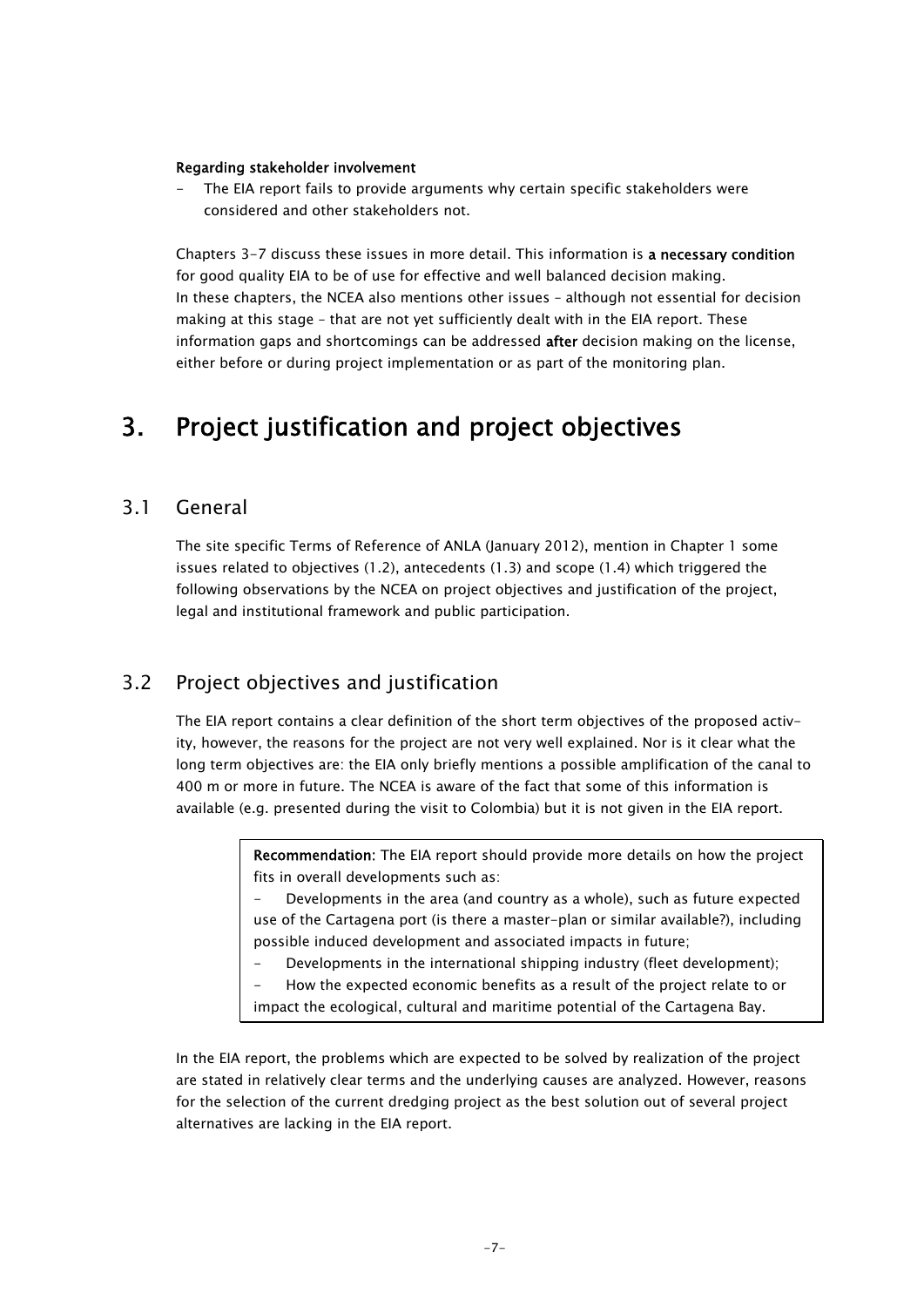**Regarding stakeholder involvement**

- The EIA report fails to provide arguments why certain specific stakeholders were considered and other stakeholders not.

Chapters 3-7 discuss these issues in more detail. This information is **a necessary condition** for good quality EIA to be of use for effective and well balanced decision making. In these chapters, the NCEA also mentions other issues – although not essential for decision making at this stage – that are not yet sufficiently dealt with in the EIA report. These information gaps and shortcomings can be addressed **after** decision making on the license, either before or during project implementation or as part of the monitoring plan.

# 3. Project justification and project objectives

## 3.1 General

The site specific Terms of Reference of ANLA (January 2012), mention in Chapter 1 some issues related to objectives (1.2), antecedents (1.3) and scope (1.4) which triggered the following observations by the NCEA on project objectives and justification of the project, legal and institutional framework and public participation.

## 3.2 Project objectives and justification

The EIA report contains a clear definition of the short term objectives of the proposed activity, however, the reasons for the project are not very well explained. Nor is it clear what the long term objectives are: the EIA only briefly mentions a possible amplification of the canal to 400 m or more in future. The NCEA is aware of the fact that some of this information is available (e.g. presented during the visit to Colombia) but it is not given in the EIA report.

> **Recommendation**: The EIA report should provide more details on how the project fits in overall developments such as:
> - Developments in the area (and country as a whole), such as future expected use of the Cartagena port (is there a master-plan or similar available?), including possible induced development and associated impacts in future;
> - Developments in the international shipping industry (fleet development);
> - How the expected economic benefits as a result of the project relate to or impact the ecological, cultural and maritime potential of the Cartagena Bay.

In the EIA report, the problems which are expected to be solved by realization of the project are stated in relatively clear terms and the underlying causes are analyzed. However, reasons for the selection of the current dredging project as the best solution out of several project alternatives are lacking in the EIA report.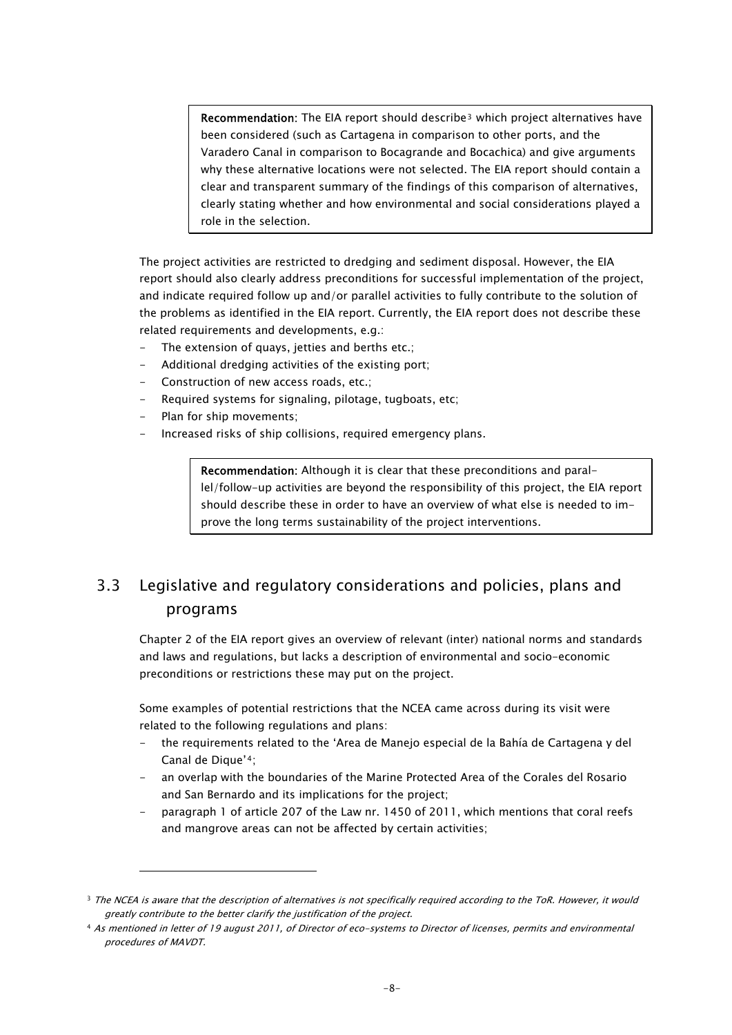> **Recommendation**: The EIA report should describe[3] which project alternatives have been considered (such as Cartagena in comparison to other ports, and the Varadero Canal in comparison to Bocagrande and Bocachica) and give arguments why these alternative locations were not selected. The EIA report should contain a clear and transparent summary of the findings of this comparison of alternatives, clearly stating whether and how environmental and social considerations played a role in the selection.

The project activities are restricted to dredging and sediment disposal. However, the EIA report should also clearly address preconditions for successful implementation of the project, and indicate required follow up and/or parallel activities to fully contribute to the solution of the problems as identified in the EIA report. Currently, the EIA report does not describe these related requirements and developments, e.g.:

- The extension of quays, jetties and berths etc.;
- Additional dredging activities of the existing port;
- Construction of new access roads, etc.;
- Required systems for signaling, pilotage, tugboats, etc;
- Plan for ship movements;
- Increased risks of ship collisions, required emergency plans.

> **Recommendation**: Although it is clear that these preconditions and parallel/follow-up activities are beyond the responsibility of this project, the EIA report should describe these in order to have an overview of what else is needed to improve the long terms sustainability of the project interventions.

## 3.3 Legislative and regulatory considerations and policies, plans and programs

Chapter 2 of the EIA report gives an overview of relevant (inter) national norms and standards and laws and regulations, but lacks a description of environmental and socio-economic preconditions or restrictions these may put on the project.

Some examples of potential restrictions that the NCEA came across during its visit were related to the following regulations and plans:

- the requirements related to the 'Area de Manejo especial de la Bahía de Cartagena y del Canal de Dique'[4];
- an overlap with the boundaries of the Marine Protected Area of the Corales del Rosario and San Bernardo and its implications for the project;
- paragraph 1 of article 207 of the Law nr. 1450 of 2011, which mentions that coral reefs and mangrove areas can not be affected by certain activities;

---

[3] *The NCEA is aware that the description of alternatives is not specifically required according to the ToR. However, it would greatly contribute to the better clarify the justification of the project.*

[4] *As mentioned in letter of 19 august 2011, of Director of eco-systems to Director of licenses, permits and environmental procedures of MAVDT.*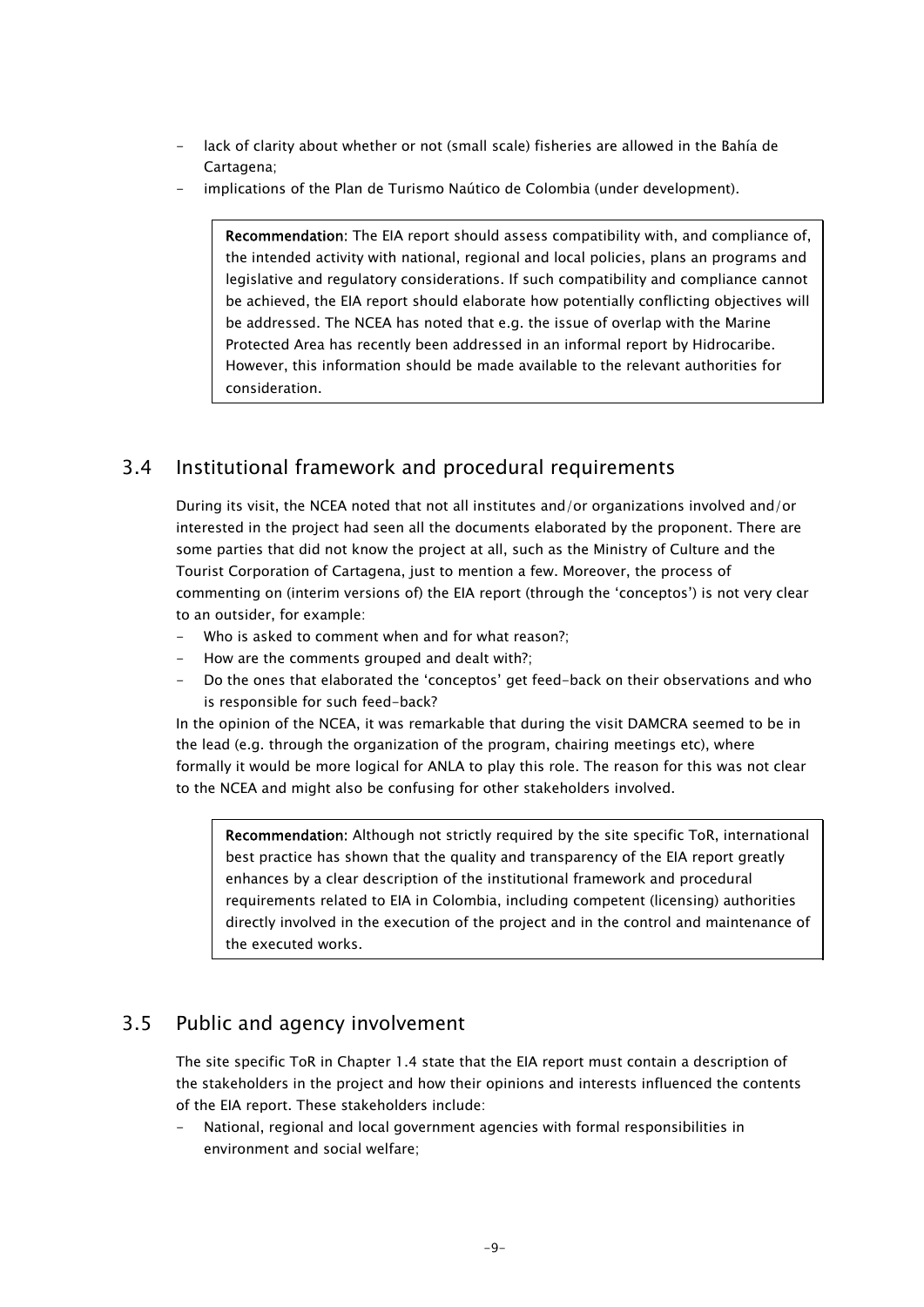- lack of clarity about whether or not (small scale) fisheries are allowed in the Bahía de Cartagena;
- implications of the Plan de Turismo Naútico de Colombia (under development).

> **Recommendation:** The EIA report should assess compatibility with, and compliance of, the intended activity with national, regional and local policies, plans an programs and legislative and regulatory considerations. If such compatibility and compliance cannot be achieved, the EIA report should elaborate how potentially conflicting objectives will be addressed. The NCEA has noted that e.g. the issue of overlap with the Marine Protected Area has recently been addressed in an informal report by Hidrocaribe. However, this information should be made available to the relevant authorities for consideration.

## 3.4 Institutional framework and procedural requirements

During its visit, the NCEA noted that not all institutes and/or organizations involved and/or interested in the project had seen all the documents elaborated by the proponent. There are some parties that did not know the project at all, such as the Ministry of Culture and the Tourist Corporation of Cartagena, just to mention a few. Moreover, the process of commenting on (interim versions of) the EIA report (through the 'conceptos') is not very clear to an outsider, for example:

- Who is asked to comment when and for what reason?;
- How are the comments grouped and dealt with?;
- Do the ones that elaborated the 'conceptos' get feed-back on their observations and who is responsible for such feed-back?

In the opinion of the NCEA, it was remarkable that during the visit DAMCRA seemed to be in the lead (e.g. through the organization of the program, chairing meetings etc), where formally it would be more logical for ANLA to play this role. The reason for this was not clear to the NCEA and might also be confusing for other stakeholders involved.

> **Recommendation:** Although not strictly required by the site specific ToR, international best practice has shown that the quality and transparency of the EIA report greatly enhances by a clear description of the institutional framework and procedural requirements related to EIA in Colombia, including competent (licensing) authorities directly involved in the execution of the project and in the control and maintenance of the executed works.

## 3.5 Public and agency involvement

The site specific ToR in Chapter 1.4 state that the EIA report must contain a description of the stakeholders in the project and how their opinions and interests influenced the contents of the EIA report. These stakeholders include:

- National, regional and local government agencies with formal responsibilities in environment and social welfare;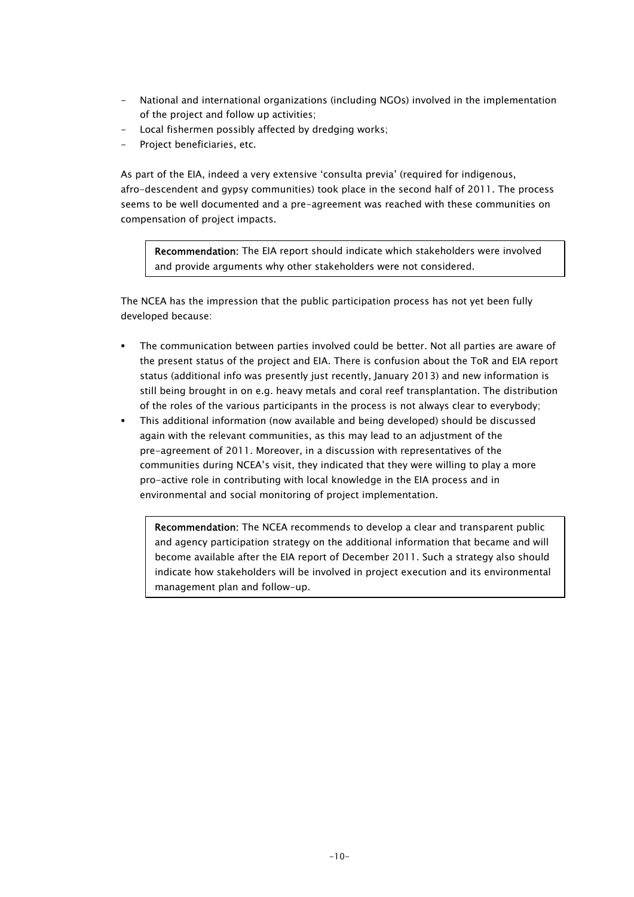- National and international organizations (including NGOs) involved in the implementation of the project and follow up activities;
- Local fishermen possibly affected by dredging works;
- Project beneficiaries, etc.

As part of the EIA, indeed a very extensive 'consulta previa' (required for indigenous, afro-descendent and gypsy communities) took place in the second half of 2011. The process seems to be well documented and a pre-agreement was reached with these communities on compensation of project impacts.

> **Recommendation:** The EIA report should indicate which stakeholders were involved and provide arguments why other stakeholders were not considered.

The NCEA has the impression that the public participation process has not yet been fully developed because:

- The communication between parties involved could be better. Not all parties are aware of the present status of the project and EIA. There is confusion about the ToR and EIA report status (additional info was presently just recently, January 2013) and new information is still being brought in on e.g. heavy metals and coral reef transplantation. The distribution of the roles of the various participants in the process is not always clear to everybody;
- This additional information (now available and being developed) should be discussed again with the relevant communities, as this may lead to an adjustment of the pre-agreement of 2011. Moreover, in a discussion with representatives of the communities during NCEA's visit, they indicated that they were willing to play a more pro-active role in contributing with local knowledge in the EIA process and in environmental and social monitoring of project implementation.

> **Recommendation:** The NCEA recommends to develop a clear and transparent public and agency participation strategy on the additional information that became and will become available after the EIA report of December 2011. Such a strategy also should indicate how stakeholders will be involved in project execution and its environmental management plan and follow-up.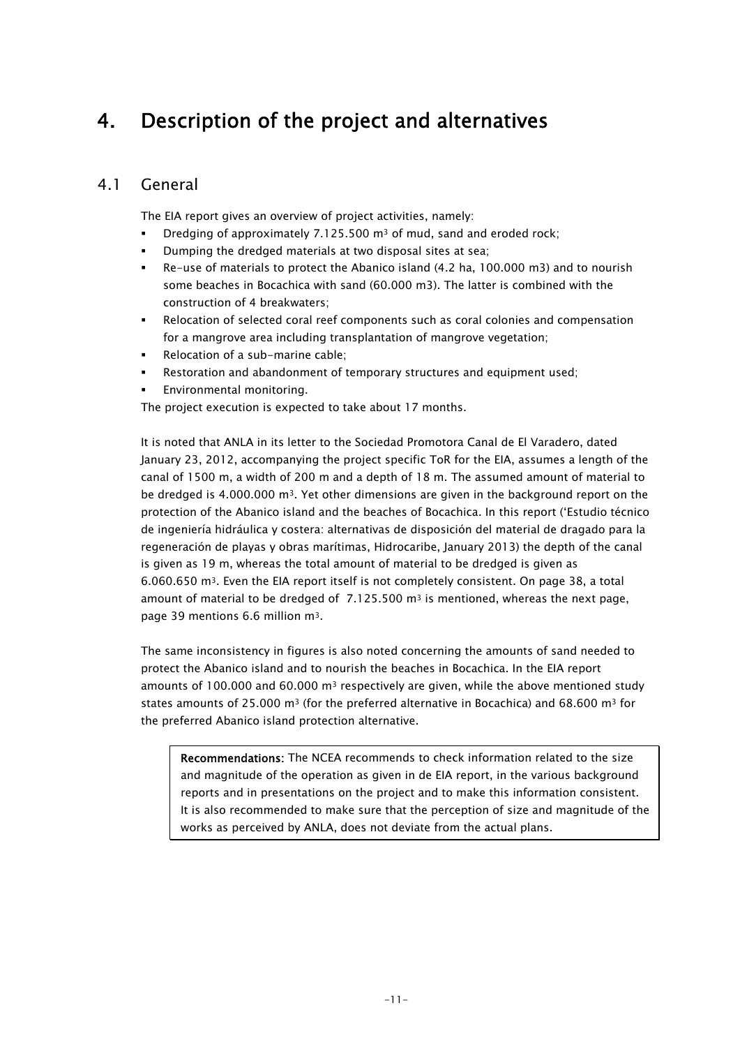# 4. Description of the project and alternatives

## 4.1 General

The EIA report gives an overview of project activities, namely:

- Dredging of approximately 7.125.500 m$^3$ of mud, sand and eroded rock;
- Dumping the dredged materials at two disposal sites at sea;
- Re-use of materials to protect the Abanico island (4.2 ha, 100.000 m3) and to nourish some beaches in Bocachica with sand (60.000 m3). The latter is combined with the construction of 4 breakwaters;
- Relocation of selected coral reef components such as coral colonies and compensation for a mangrove area including transplantation of mangrove vegetation;
- Relocation of a sub-marine cable;
- Restoration and abandonment of temporary structures and equipment used;
- Environmental monitoring.

The project execution is expected to take about 17 months.

It is noted that ANLA in its letter to the Sociedad Promotora Canal de El Varadero, dated January 23, 2012, accompanying the project specific ToR for the EIA, assumes a length of the canal of 1500 m, a width of 200 m and a depth of 18 m. The assumed amount of material to be dredged is 4.000.000 m$^3$. Yet other dimensions are given in the background report on the protection of the Abanico island and the beaches of Bocachica. In this report ('Estudio técnico de ingeniería hidráulica y costera: alternativas de disposición del material de dragado para la regeneración de playas y obras marítimas, Hidrocaribe, January 2013) the depth of the canal is given as 19 m, whereas the total amount of material to be dredged is given as 6.060.650 m$^3$. Even the EIA report itself is not completely consistent. On page 38, a total amount of material to be dredged of 7.125.500 m$^3$ is mentioned, whereas the next page, page 39 mentions 6.6 million m$^3$.

The same inconsistency in figures is also noted concerning the amounts of sand needed to protect the Abanico island and to nourish the beaches in Bocachica. In the EIA report amounts of 100.000 and 60.000 m$^3$ respectively are given, while the above mentioned study states amounts of 25.000 m$^3$ (for the preferred alternative in Bocachica) and 68.600 m$^3$ for the preferred Abanico island protection alternative.

> **Recommendations:** The NCEA recommends to check information related to the size and magnitude of the operation as given in de EIA report, in the various background reports and in presentations on the project and to make this information consistent. It is also recommended to make sure that the perception of size and magnitude of the works as perceived by ANLA, does not deviate from the actual plans.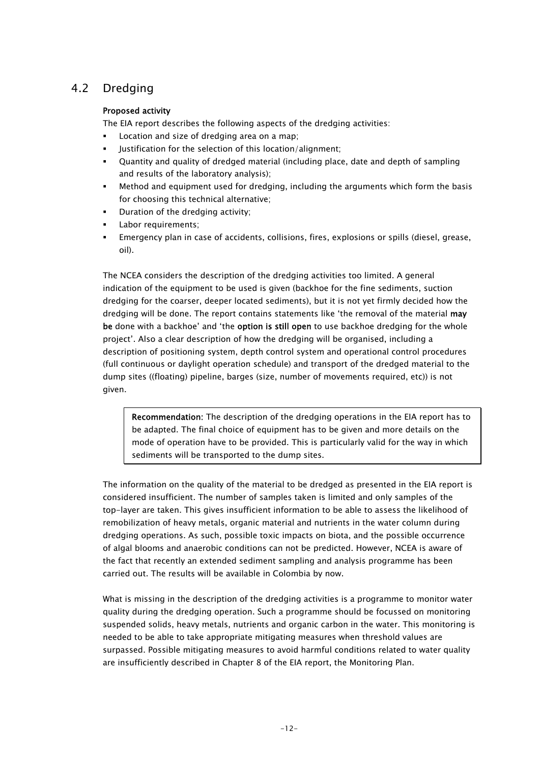## 4.2 Dredging

**Proposed activity**

The EIA report describes the following aspects of the dredging activities:

- Location and size of dredging area on a map;
- Justification for the selection of this location/alignment;
- Quantity and quality of dredged material (including place, date and depth of sampling and results of the laboratory analysis);
- Method and equipment used for dredging, including the arguments which form the basis for choosing this technical alternative;
- Duration of the dredging activity;
- Labor requirements;
- Emergency plan in case of accidents, collisions, fires, explosions or spills (diesel, grease, oil).

The NCEA considers the description of the dredging activities too limited. A general indication of the equipment to be used is given (backhoe for the fine sediments, suction dredging for the coarser, deeper located sediments), but it is not yet firmly decided how the dredging will be done. The report contains statements like 'the removal of the material **may be** done with a backhoe' and 'the **option is still open** to use backhoe dredging for the whole project'. Also a clear description of how the dredging will be organised, including a description of positioning system, depth control system and operational control procedures (full continuous or daylight operation schedule) and transport of the dredged material to the dump sites ((floating) pipeline, barges (size, number of movements required, etc)) is not given.

> **Recommendation:** The description of the dredging operations in the EIA report has to be adapted. The final choice of equipment has to be given and more details on the mode of operation have to be provided. This is particularly valid for the way in which sediments will be transported to the dump sites.

The information on the quality of the material to be dredged as presented in the EIA report is considered insufficient. The number of samples taken is limited and only samples of the top-layer are taken. This gives insufficient information to be able to assess the likelihood of remobilization of heavy metals, organic material and nutrients in the water column during dredging operations. As such, possible toxic impacts on biota, and the possible occurrence of algal blooms and anaerobic conditions can not be predicted. However, NCEA is aware of the fact that recently an extended sediment sampling and analysis programme has been carried out. The results will be available in Colombia by now.

What is missing in the description of the dredging activities is a programme to monitor water quality during the dredging operation. Such a programme should be focussed on monitoring suspended solids, heavy metals, nutrients and organic carbon in the water. This monitoring is needed to be able to take appropriate mitigating measures when threshold values are surpassed. Possible mitigating measures to avoid harmful conditions related to water quality are insufficiently described in Chapter 8 of the EIA report, the Monitoring Plan.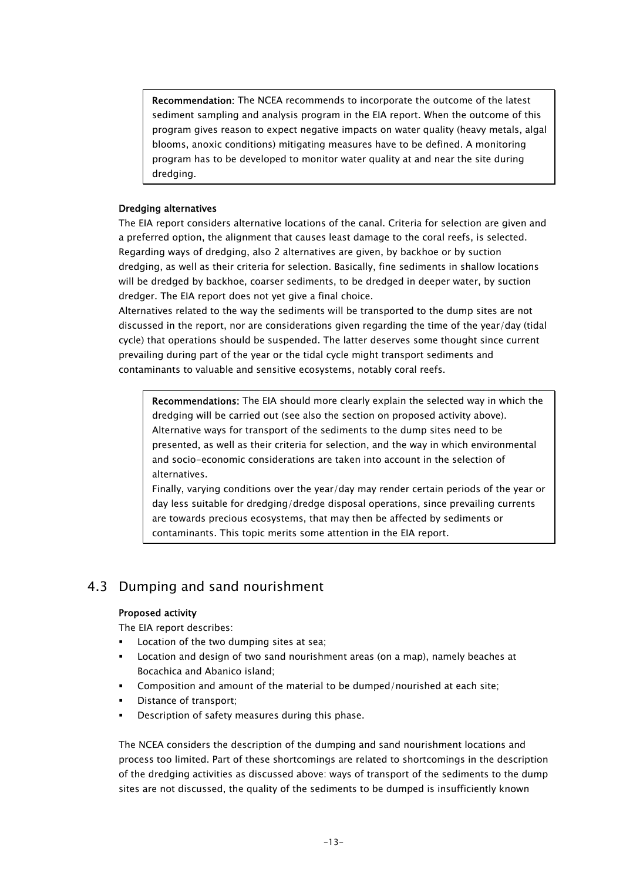> **Recommendation:** The NCEA recommends to incorporate the outcome of the latest sediment sampling and analysis program in the EIA report. When the outcome of this program gives reason to expect negative impacts on water quality (heavy metals, algal blooms, anoxic conditions) mitigating measures have to be defined. A monitoring program has to be developed to monitor water quality at and near the site during dredging.

**Dredging alternatives**

The EIA report considers alternative locations of the canal. Criteria for selection are given and a preferred option, the alignment that causes least damage to the coral reefs, is selected. Regarding ways of dredging, also 2 alternatives are given, by backhoe or by suction dredging, as well as their criteria for selection. Basically, fine sediments in shallow locations will be dredged by backhoe, coarser sediments, to be dredged in deeper water, by suction dredger. The EIA report does not yet give a final choice.

Alternatives related to the way the sediments will be transported to the dump sites are not discussed in the report, nor are considerations given regarding the time of the year/day (tidal cycle) that operations should be suspended. The latter deserves some thought since current prevailing during part of the year or the tidal cycle might transport sediments and contaminants to valuable and sensitive ecosystems, notably coral reefs.

> **Recommendations:** The EIA should more clearly explain the selected way in which the dredging will be carried out (see also the section on proposed activity above). Alternative ways for transport of the sediments to the dump sites need to be presented, as well as their criteria for selection, and the way in which environmental and socio-economic considerations are taken into account in the selection of alternatives.
>
> Finally, varying conditions over the year/day may render certain periods of the year or day less suitable for dredging/dredge disposal operations, since prevailing currents are towards precious ecosystems, that may then be affected by sediments or contaminants. This topic merits some attention in the EIA report.

## 4.3 Dumping and sand nourishment

**Proposed activity**

The EIA report describes:

- Location of the two dumping sites at sea;
- Location and design of two sand nourishment areas (on a map), namely beaches at Bocachica and Abanico island;
- Composition and amount of the material to be dumped/nourished at each site;
- Distance of transport;
- Description of safety measures during this phase.

The NCEA considers the description of the dumping and sand nourishment locations and process too limited. Part of these shortcomings are related to shortcomings in the description of the dredging activities as discussed above: ways of transport of the sediments to the dump sites are not discussed, the quality of the sediments to be dumped is insufficiently known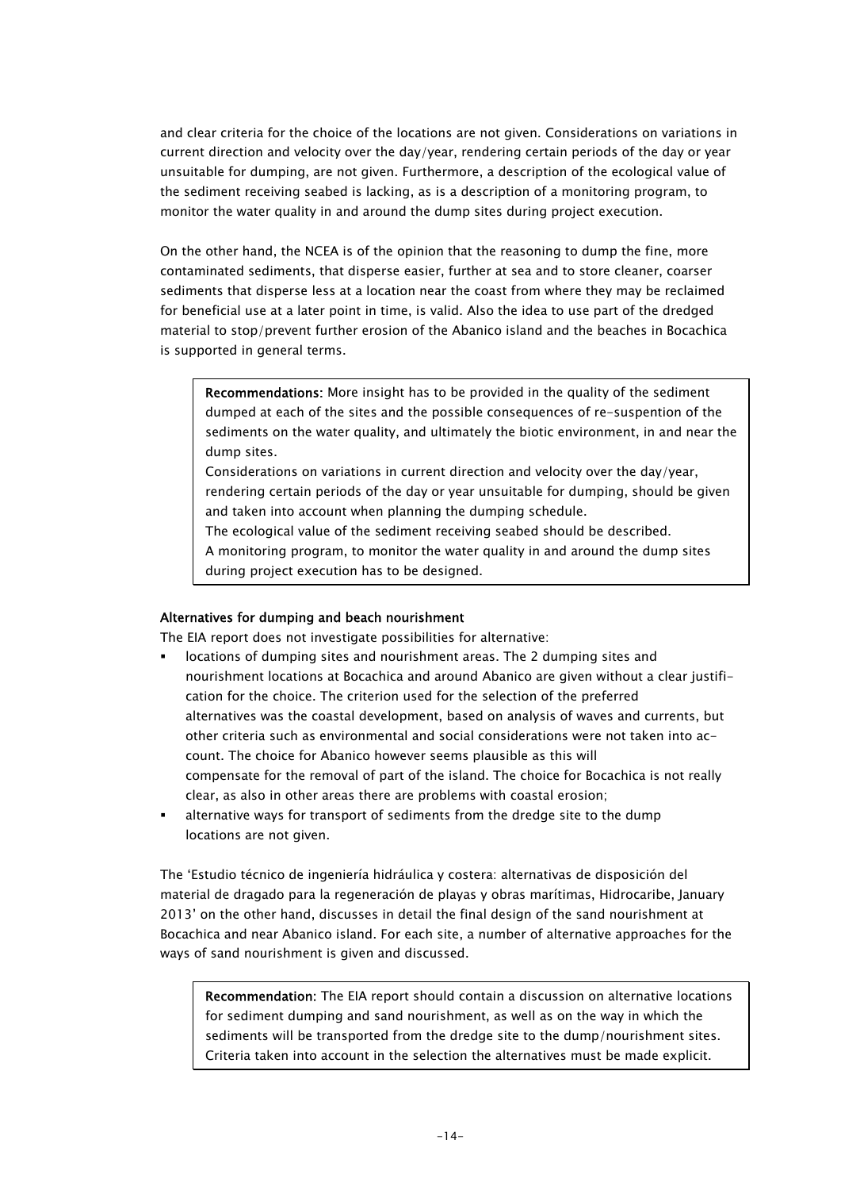and clear criteria for the choice of the locations are not given. Considerations on variations in current direction and velocity over the day/year, rendering certain periods of the day or year unsuitable for dumping, are not given. Furthermore, a description of the ecological value of the sediment receiving seabed is lacking, as is a description of a monitoring program, to monitor the water quality in and around the dump sites during project execution.

On the other hand, the NCEA is of the opinion that the reasoning to dump the fine, more contaminated sediments, that disperse easier, further at sea and to store cleaner, coarser sediments that disperse less at a location near the coast from where they may be reclaimed for beneficial use at a later point in time, is valid. Also the idea to use part of the dredged material to stop/prevent further erosion of the Abanico island and the beaches in Bocachica is supported in general terms.

> **Recommendations:** More insight has to be provided in the quality of the sediment dumped at each of the sites and the possible consequences of re-suspention of the sediments on the water quality, and ultimately the biotic environment, in and near the dump sites.
> Considerations on variations in current direction and velocity over the day/year, rendering certain periods of the day or year unsuitable for dumping, should be given and taken into account when planning the dumping schedule.
> The ecological value of the sediment receiving seabed should be described.
> A monitoring program, to monitor the water quality in and around the dump sites during project execution has to be designed.

**Alternatives for dumping and beach nourishment**

The EIA report does not investigate possibilities for alternative:

- locations of dumping sites and nourishment areas. The 2 dumping sites and nourishment locations at Bocachica and around Abanico are given without a clear justification for the choice. The criterion used for the selection of the preferred alternatives was the coastal development, based on analysis of waves and currents, but other criteria such as environmental and social considerations were not taken into account. The choice for Abanico however seems plausible as this will compensate for the removal of part of the island. The choice for Bocachica is not really clear, as also in other areas there are problems with coastal erosion;
- alternative ways for transport of sediments from the dredge site to the dump locations are not given.

The 'Estudio técnico de ingeniería hidráulica y costera: alternativas de disposición del material de dragado para la regeneración de playas y obras marítimas, Hidrocaribe, January 2013' on the other hand, discusses in detail the final design of the sand nourishment at Bocachica and near Abanico island. For each site, a number of alternative approaches for the ways of sand nourishment is given and discussed.

> **Recommendation:** The EIA report should contain a discussion on alternative locations for sediment dumping and sand nourishment, as well as on the way in which the sediments will be transported from the dredge site to the dump/nourishment sites. Criteria taken into account in the selection the alternatives must be made explicit.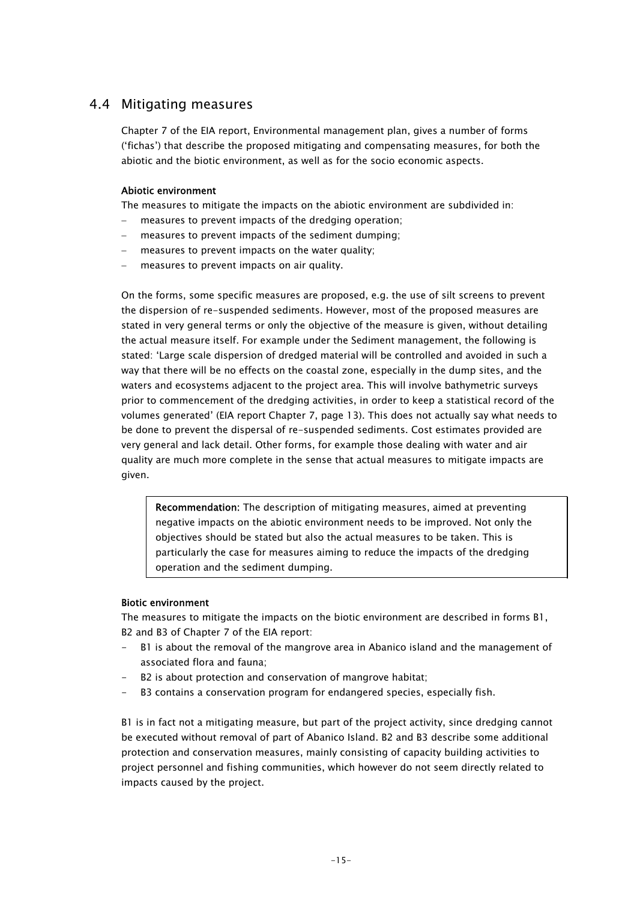## 4.4 Mitigating measures

Chapter 7 of the EIA report, Environmental management plan, gives a number of forms ('fichas') that describe the proposed mitigating and compensating measures, for both the abiotic and the biotic environment, as well as for the socio economic aspects.

**Abiotic environment**

The measures to mitigate the impacts on the abiotic environment are subdivided in:

- measures to prevent impacts of the dredging operation;
- measures to prevent impacts of the sediment dumping;
- measures to prevent impacts on the water quality;
- measures to prevent impacts on air quality.

On the forms, some specific measures are proposed, e.g. the use of silt screens to prevent the dispersion of re-suspended sediments. However, most of the proposed measures are stated in very general terms or only the objective of the measure is given, without detailing the actual measure itself. For example under the Sediment management, the following is stated: 'Large scale dispersion of dredged material will be controlled and avoided in such a way that there will be no effects on the coastal zone, especially in the dump sites, and the waters and ecosystems adjacent to the project area. This will involve bathymetric surveys prior to commencement of the dredging activities, in order to keep a statistical record of the volumes generated' (EIA report Chapter 7, page 13). This does not actually say what needs to be done to prevent the dispersal of re-suspended sediments. Cost estimates provided are very general and lack detail. Other forms, for example those dealing with water and air quality are much more complete in the sense that actual measures to mitigate impacts are given.

> **Recommendation:** The description of mitigating measures, aimed at preventing negative impacts on the abiotic environment needs to be improved. Not only the objectives should be stated but also the actual measures to be taken. This is particularly the case for measures aiming to reduce the impacts of the dredging operation and the sediment dumping.

**Biotic environment**

The measures to mitigate the impacts on the biotic environment are described in forms B1, B2 and B3 of Chapter 7 of the EIA report:

- B1 is about the removal of the mangrove area in Abanico island and the management of associated flora and fauna;
- B2 is about protection and conservation of mangrove habitat;
- B3 contains a conservation program for endangered species, especially fish.

B1 is in fact not a mitigating measure, but part of the project activity, since dredging cannot be executed without removal of part of Abanico Island. B2 and B3 describe some additional protection and conservation measures, mainly consisting of capacity building activities to project personnel and fishing communities, which however do not seem directly related to impacts caused by the project.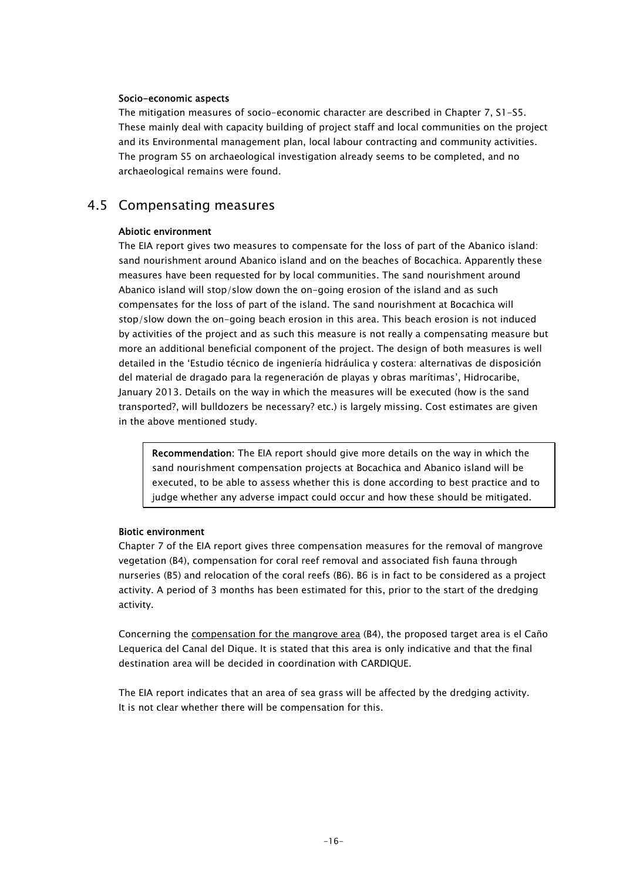**Socio-economic aspects**

The mitigation measures of socio-economic character are described in Chapter 7, S1-S5. These mainly deal with capacity building of project staff and local communities on the project and its Environmental management plan, local labour contracting and community activities. The program S5 on archaeological investigation already seems to be completed, and no archaeological remains were found.

## 4.5 Compensating measures

**Abiotic environment**

The EIA report gives two measures to compensate for the loss of part of the Abanico island: sand nourishment around Abanico island and on the beaches of Bocachica. Apparently these measures have been requested for by local communities. The sand nourishment around Abanico island will stop/slow down the on-going erosion of the island and as such compensates for the loss of part of the island. The sand nourishment at Bocachica will stop/slow down the on-going beach erosion in this area. This beach erosion is not induced by activities of the project and as such this measure is not really a compensating measure but more an additional beneficial component of the project. The design of both measures is well detailed in the 'Estudio técnico de ingeniería hidráulica y costera: alternativas de disposición del material de dragado para la regeneración de playas y obras marítimas', Hidrocaribe, January 2013. Details on the way in which the measures will be executed (how is the sand transported?, will bulldozers be necessary? etc.) is largely missing. Cost estimates are given in the above mentioned study.

> **Recommendation:** The EIA report should give more details on the way in which the sand nourishment compensation projects at Bocachica and Abanico island will be executed, to be able to assess whether this is done according to best practice and to judge whether any adverse impact could occur and how these should be mitigated.

**Biotic environment**

Chapter 7 of the EIA report gives three compensation measures for the removal of mangrove vegetation (B4), compensation for coral reef removal and associated fish fauna through nurseries (B5) and relocation of the coral reefs (B6). B6 is in fact to be considered as a project activity. A period of 3 months has been estimated for this, prior to the start of the dredging activity.

Concerning the compensation for the mangrove area (B4), the proposed target area is el Caño Lequerica del Canal del Dique. It is stated that this area is only indicative and that the final destination area will be decided in coordination with CARDIQUE.

The EIA report indicates that an area of sea grass will be affected by the dredging activity. It is not clear whether there will be compensation for this.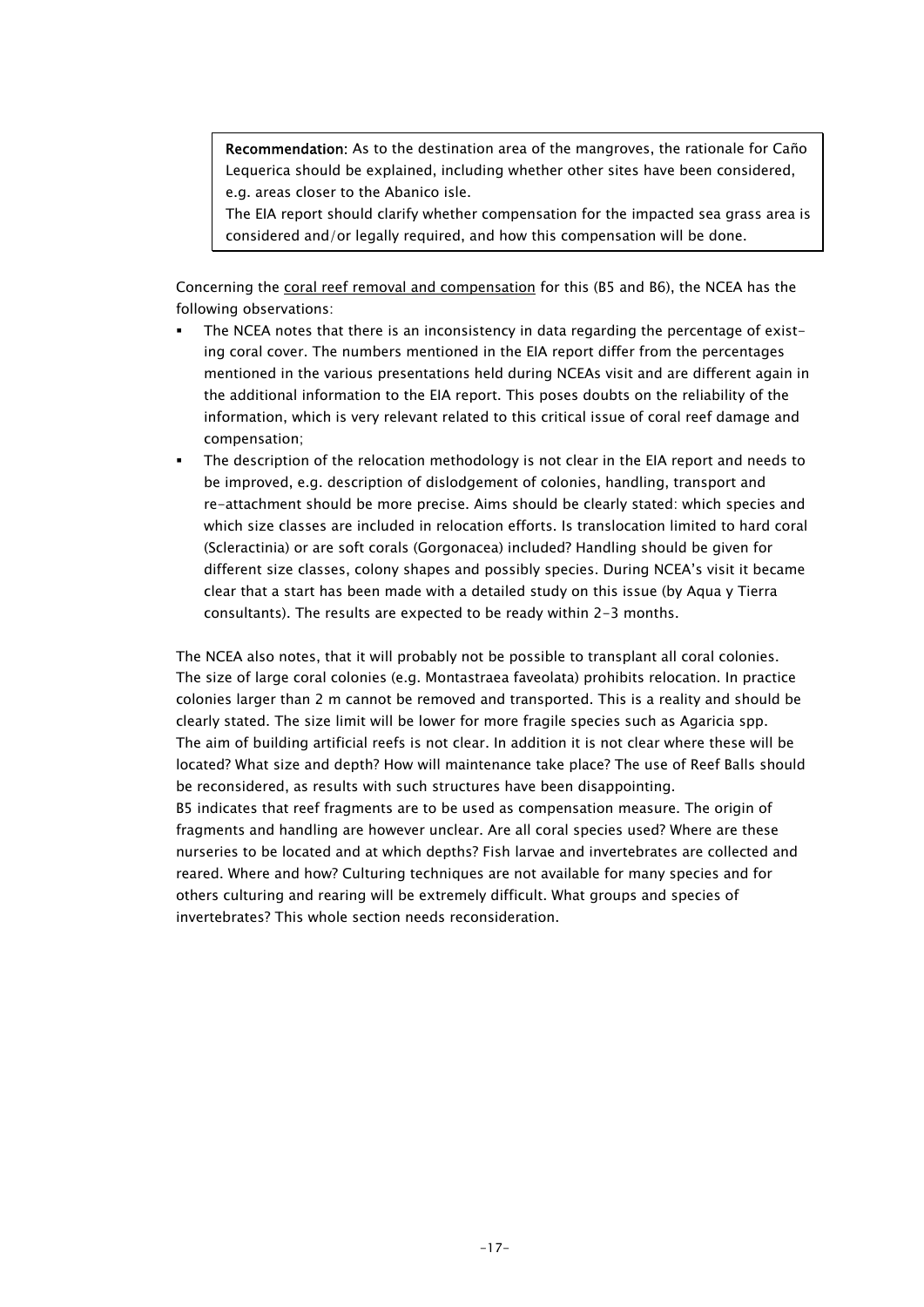**Recommendation:** As to the destination area of the mangroves, the rationale for Caño Lequerica should be explained, including whether other sites have been considered, e.g. areas closer to the Abanico isle.
The EIA report should clarify whether compensation for the impacted sea grass area is considered and/or legally required, and how this compensation will be done.

Concerning the coral reef removal and compensation for this (B5 and B6), the NCEA has the following observations:

- The NCEA notes that there is an inconsistency in data regarding the percentage of existing coral cover. The numbers mentioned in the EIA report differ from the percentages mentioned in the various presentations held during NCEAs visit and are different again in the additional information to the EIA report. This poses doubts on the reliability of the information, which is very relevant related to this critical issue of coral reef damage and compensation;
- The description of the relocation methodology is not clear in the EIA report and needs to be improved, e.g. description of dislodgement of colonies, handling, transport and re-attachment should be more precise. Aims should be clearly stated: which species and which size classes are included in relocation efforts. Is translocation limited to hard coral (Scleractinia) or are soft corals (Gorgonacea) included? Handling should be given for different size classes, colony shapes and possibly species. During NCEA's visit it became clear that a start has been made with a detailed study on this issue (by Aqua y Tierra consultants). The results are expected to be ready within 2-3 months.

The NCEA also notes, that it will probably not be possible to transplant all coral colonies. The size of large coral colonies (e.g. Montastraea faveolata) prohibits relocation. In practice colonies larger than 2 m cannot be removed and transported. This is a reality and should be clearly stated. The size limit will be lower for more fragile species such as Agaricia spp.
The aim of building artificial reefs is not clear. In addition it is not clear where these will be located? What size and depth? How will maintenance take place? The use of Reef Balls should be reconsidered, as results with such structures have been disappointing.
B5 indicates that reef fragments are to be used as compensation measure. The origin of fragments and handling are however unclear. Are all coral species used? Where are these nurseries to be located and at which depths? Fish larvae and invertebrates are collected and reared. Where and how? Culturing techniques are not available for many species and for others culturing and rearing will be extremely difficult. What groups and species of invertebrates? This whole section needs reconsideration.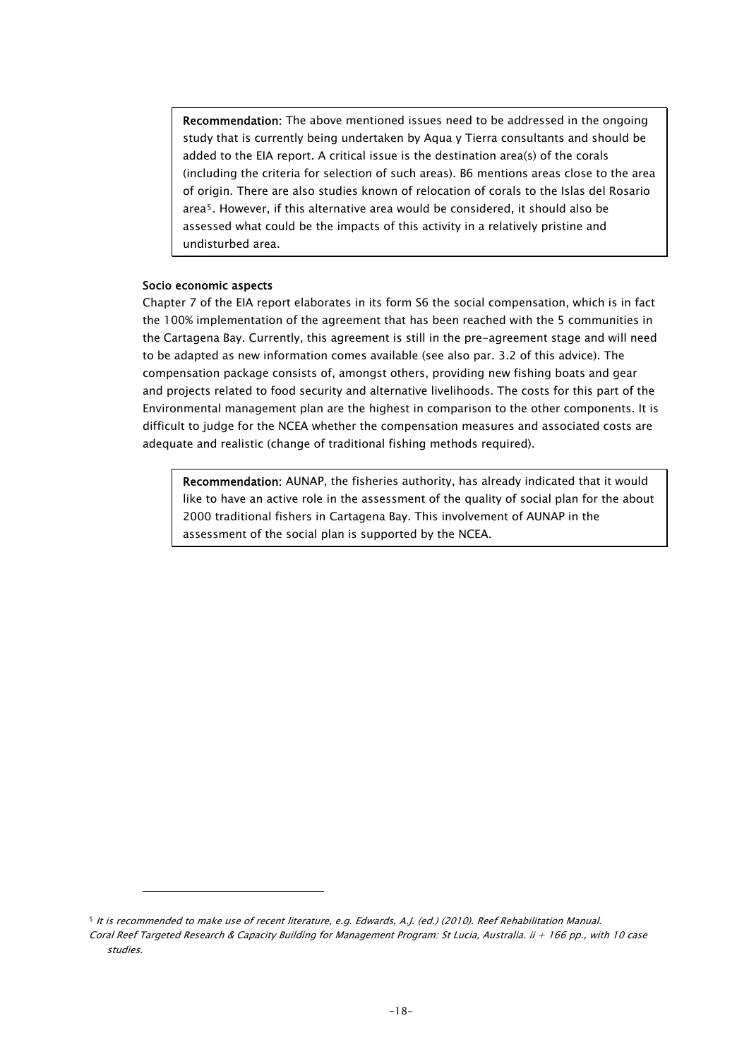**Recommendation:** The above mentioned issues need to be addressed in the ongoing study that is currently being undertaken by Aqua y Tierra consultants and should be added to the EIA report. A critical issue is the destination area(s) of the corals (including the criteria for selection of such areas). B6 mentions areas close to the area of origin. There are also studies known of relocation of corals to the Islas del Rosario area[5]. However, if this alternative area would be considered, it should also be assessed what could be the impacts of this activity in a relatively pristine and undisturbed area.

**Socio economic aspects**

Chapter 7 of the EIA report elaborates in its form S6 the social compensation, which is in fact the 100% implementation of the agreement that has been reached with the 5 communities in the Cartagena Bay. Currently, this agreement is still in the pre-agreement stage and will need to be adapted as new information comes available (see also par. 3.2 of this advice). The compensation package consists of, amongst others, providing new fishing boats and gear and projects related to food security and alternative livelihoods. The costs for this part of the Environmental management plan are the highest in comparison to the other components. It is difficult to judge for the NCEA whether the compensation measures and associated costs are adequate and realistic (change of traditional fishing methods required).

**Recommendation:** AUNAP, the fisheries authority, has already indicated that it would like to have an active role in the assessment of the quality of social plan for the about 2000 traditional fishers in Cartagena Bay. This involvement of AUNAP in the assessment of the social plan is supported by the NCEA.

---

[5] *It is recommended to make use of recent literature, e.g. Edwards, A.J. (ed.) (2010). Reef Rehabilitation Manual. Coral Reef Targeted Research & Capacity Building for Management Program: St Lucia, Australia. ii + 166 pp., with 10 case studies.*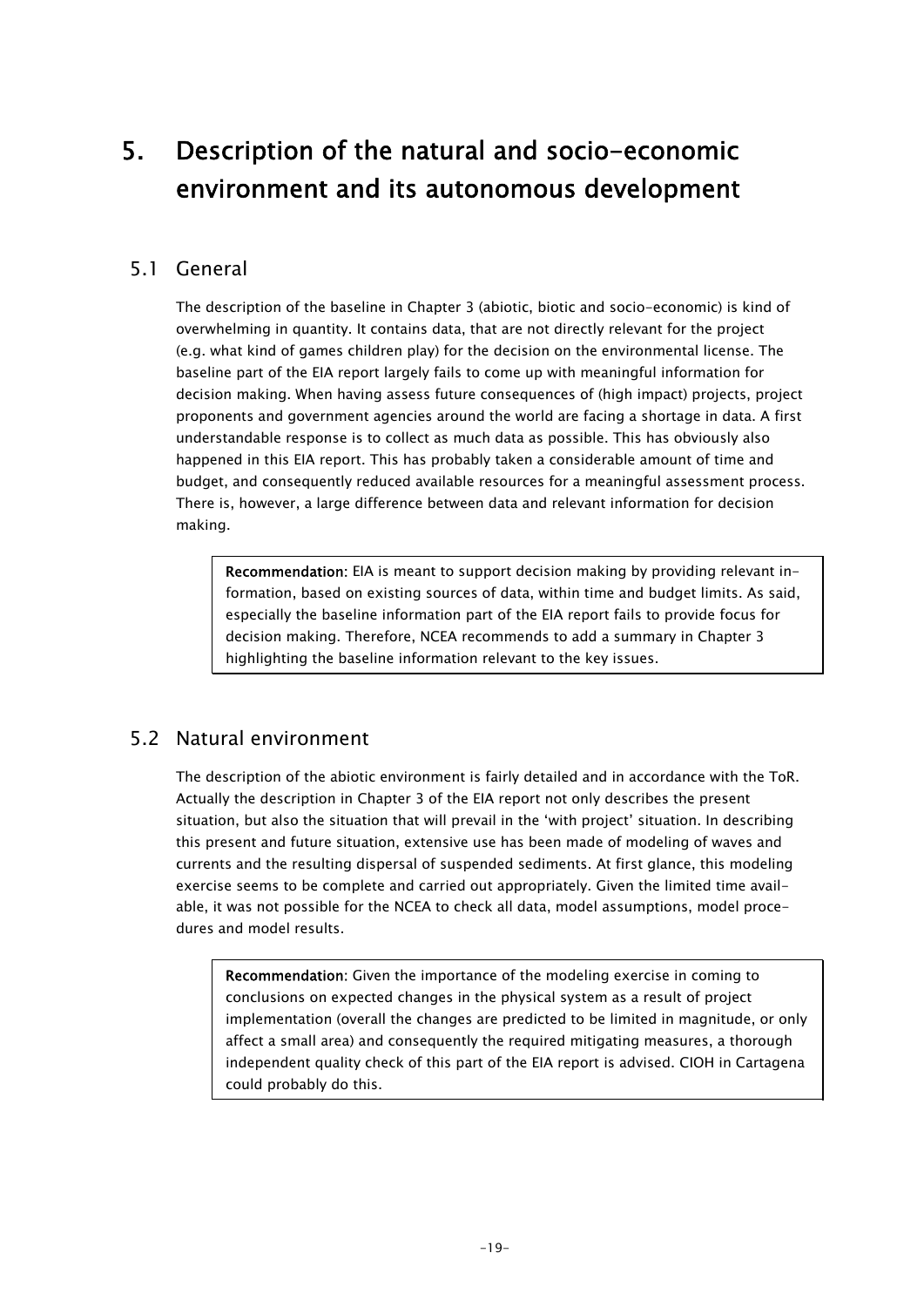# 5. Description of the natural and socio-economic environment and its autonomous development

## 5.1 General

The description of the baseline in Chapter 3 (abiotic, biotic and socio-economic) is kind of overwhelming in quantity. It contains data, that are not directly relevant for the project (e.g. what kind of games children play) for the decision on the environmental license. The baseline part of the EIA report largely fails to come up with meaningful information for decision making. When having assess future consequences of (high impact) projects, project proponents and government agencies around the world are facing a shortage in data. A first understandable response is to collect as much data as possible. This has obviously also happened in this EIA report. This has probably taken a considerable amount of time and budget, and consequently reduced available resources for a meaningful assessment process. There is, however, a large difference between data and relevant information for decision making.

> **Recommendation:** EIA is meant to support decision making by providing relevant information, based on existing sources of data, within time and budget limits. As said, especially the baseline information part of the EIA report fails to provide focus for decision making. Therefore, NCEA recommends to add a summary in Chapter 3 highlighting the baseline information relevant to the key issues.

## 5.2 Natural environment

The description of the abiotic environment is fairly detailed and in accordance with the ToR. Actually the description in Chapter 3 of the EIA report not only describes the present situation, but also the situation that will prevail in the 'with project' situation. In describing this present and future situation, extensive use has been made of modeling of waves and currents and the resulting dispersal of suspended sediments. At first glance, this modeling exercise seems to be complete and carried out appropriately. Given the limited time available, it was not possible for the NCEA to check all data, model assumptions, model procedures and model results.

> **Recommendation:** Given the importance of the modeling exercise in coming to conclusions on expected changes in the physical system as a result of project implementation (overall the changes are predicted to be limited in magnitude, or only affect a small area) and consequently the required mitigating measures, a thorough independent quality check of this part of the EIA report is advised. CIOH in Cartagena could probably do this.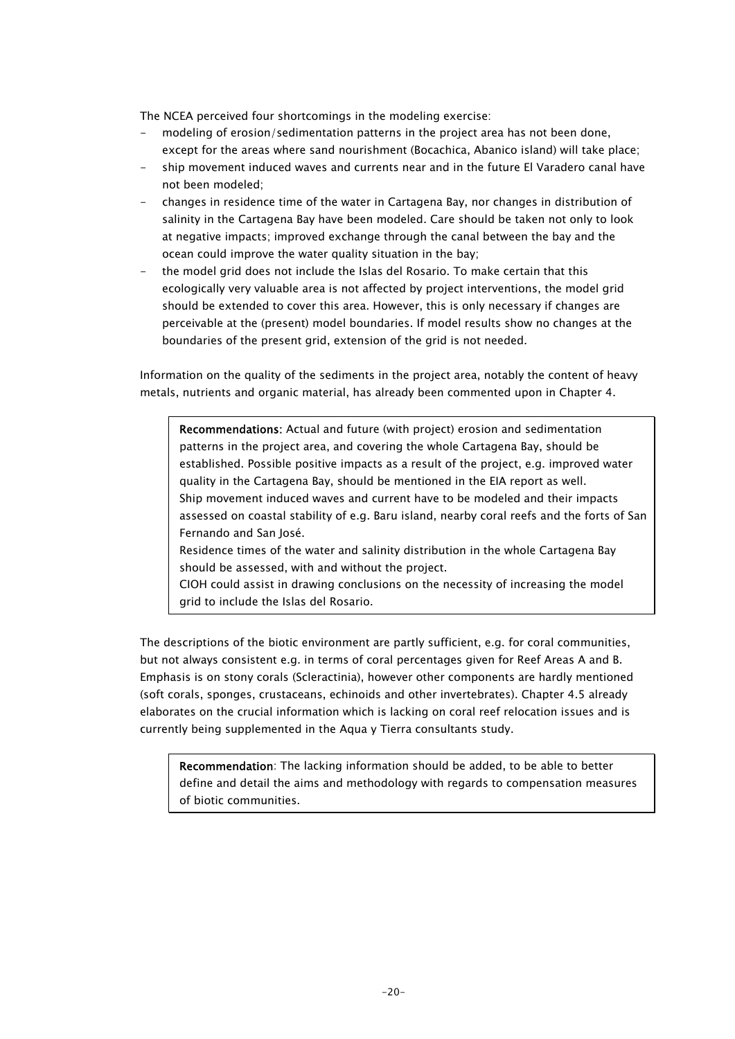The NCEA perceived four shortcomings in the modeling exercise:

- modeling of erosion/sedimentation patterns in the project area has not been done, except for the areas where sand nourishment (Bocachica, Abanico island) will take place;
- ship movement induced waves and currents near and in the future El Varadero canal have not been modeled;
- changes in residence time of the water in Cartagena Bay, nor changes in distribution of salinity in the Cartagena Bay have been modeled. Care should be taken not only to look at negative impacts; improved exchange through the canal between the bay and the ocean could improve the water quality situation in the bay;
- the model grid does not include the Islas del Rosario. To make certain that this ecologically very valuable area is not affected by project interventions, the model grid should be extended to cover this area. However, this is only necessary if changes are perceivable at the (present) model boundaries. If model results show no changes at the boundaries of the present grid, extension of the grid is not needed.

Information on the quality of the sediments in the project area, notably the content of heavy metals, nutrients and organic material, has already been commented upon in Chapter 4.

> **Recommendations:** Actual and future (with project) erosion and sedimentation patterns in the project area, and covering the whole Cartagena Bay, should be established. Possible positive impacts as a result of the project, e.g. improved water quality in the Cartagena Bay, should be mentioned in the EIA report as well.
> Ship movement induced waves and current have to be modeled and their impacts assessed on coastal stability of e.g. Baru island, nearby coral reefs and the forts of San Fernando and San José.
> Residence times of the water and salinity distribution in the whole Cartagena Bay should be assessed, with and without the project.
> CIOH could assist in drawing conclusions on the necessity of increasing the model grid to include the Islas del Rosario.

The descriptions of the biotic environment are partly sufficient, e.g. for coral communities, but not always consistent e.g. in terms of coral percentages given for Reef Areas A and B. Emphasis is on stony corals (Scleractinia), however other components are hardly mentioned (soft corals, sponges, crustaceans, echinoids and other invertebrates). Chapter 4.5 already elaborates on the crucial information which is lacking on coral reef relocation issues and is currently being supplemented in the Aqua y Tierra consultants study.

> **Recommendation**: The lacking information should be added, to be able to better define and detail the aims and methodology with regards to compensation measures of biotic communities.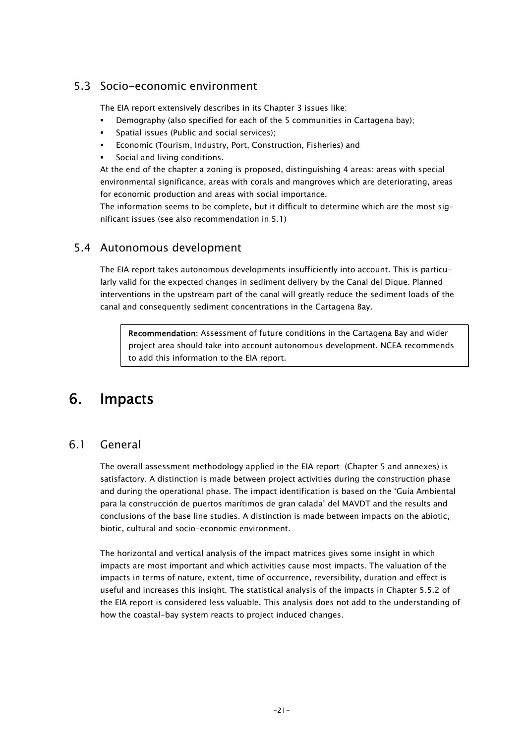## 5.3 Socio-economic environment

The EIA report extensively describes in its Chapter 3 issues like:

- Demography (also specified for each of the 5 communities in Cartagena bay);
- Spatial issues (Public and social services);
- Economic (Tourism, Industry, Port, Construction, Fisheries) and
- Social and living conditions.

At the end of the chapter a zoning is proposed, distinguishing 4 areas: areas with special environmental significance, areas with corals and mangroves which are deteriorating, areas for economic production and areas with social importance.

The information seems to be complete, but it difficult to determine which are the most significant issues (see also recommendation in 5.1)

## 5.4 Autonomous development

The EIA report takes autonomous developments insufficiently into account. This is particularly valid for the expected changes in sediment delivery by the Canal del Dique. Planned interventions in the upstream part of the canal will greatly reduce the sediment loads of the canal and consequently sediment concentrations in the Cartagena Bay.

> **Recommendation:** Assessment of future conditions in the Cartagena Bay and wider project area should take into account autonomous development. NCEA recommends to add this information to the EIA report.

# 6. Impacts

## 6.1 General

The overall assessment methodology applied in the EIA report (Chapter 5 and annexes) is satisfactory. A distinction is made between project activities during the construction phase and during the operational phase. The impact identification is based on the 'Guía Ambiental para la construcción de puertos marítimos de gran calada' del MAVDT and the results and conclusions of the base line studies. A distinction is made between impacts on the abiotic, biotic, cultural and socio-economic environment.

The horizontal and vertical analysis of the impact matrices gives some insight in which impacts are most important and which activities cause most impacts. The valuation of the impacts in terms of nature, extent, time of occurrence, reversibility, duration and effect is useful and increases this insight. The statistical analysis of the impacts in Chapter 5.5.2 of the EIA report is considered less valuable. This analysis does not add to the understanding of how the coastal-bay system reacts to project induced changes.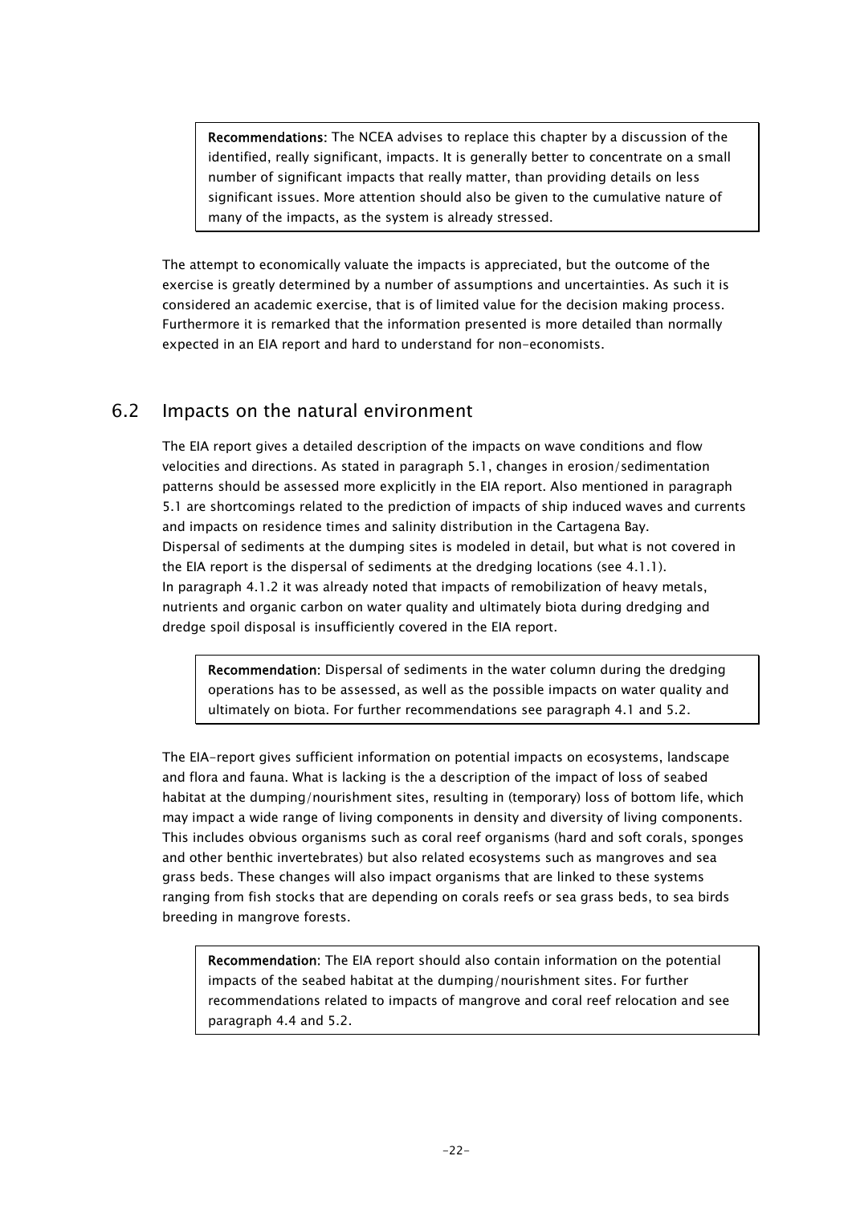> **Recommendations**: The NCEA advises to replace this chapter by a discussion of the identified, really significant, impacts. It is generally better to concentrate on a small number of significant impacts that really matter, than providing details on less significant issues. More attention should also be given to the cumulative nature of many of the impacts, as the system is already stressed.

The attempt to economically valuate the impacts is appreciated, but the outcome of the exercise is greatly determined by a number of assumptions and uncertainties. As such it is considered an academic exercise, that is of limited value for the decision making process. Furthermore it is remarked that the information presented is more detailed than normally expected in an EIA report and hard to understand for non-economists.

## 6.2 Impacts on the natural environment

The EIA report gives a detailed description of the impacts on wave conditions and flow velocities and directions. As stated in paragraph 5.1, changes in erosion/sedimentation patterns should be assessed more explicitly in the EIA report. Also mentioned in paragraph 5.1 are shortcomings related to the prediction of impacts of ship induced waves and currents and impacts on residence times and salinity distribution in the Cartagena Bay.
Dispersal of sediments at the dumping sites is modeled in detail, but what is not covered in the EIA report is the dispersal of sediments at the dredging locations (see 4.1.1).
In paragraph 4.1.2 it was already noted that impacts of remobilization of heavy metals, nutrients and organic carbon on water quality and ultimately biota during dredging and dredge spoil disposal is insufficiently covered in the EIA report.

> **Recommendation**: Dispersal of sediments in the water column during the dredging operations has to be assessed, as well as the possible impacts on water quality and ultimately on biota. For further recommendations see paragraph 4.1 and 5.2.

The EIA-report gives sufficient information on potential impacts on ecosystems, landscape and flora and fauna. What is lacking is the a description of the impact of loss of seabed habitat at the dumping/nourishment sites, resulting in (temporary) loss of bottom life, which may impact a wide range of living components in density and diversity of living components. This includes obvious organisms such as coral reef organisms (hard and soft corals, sponges and other benthic invertebrates) but also related ecosystems such as mangroves and sea grass beds. These changes will also impact organisms that are linked to these systems ranging from fish stocks that are depending on corals reefs or sea grass beds, to sea birds breeding in mangrove forests.

> **Recommendation**: The EIA report should also contain information on the potential impacts of the seabed habitat at the dumping/nourishment sites. For further recommendations related to impacts of mangrove and coral reef relocation and see paragraph 4.4 and 5.2.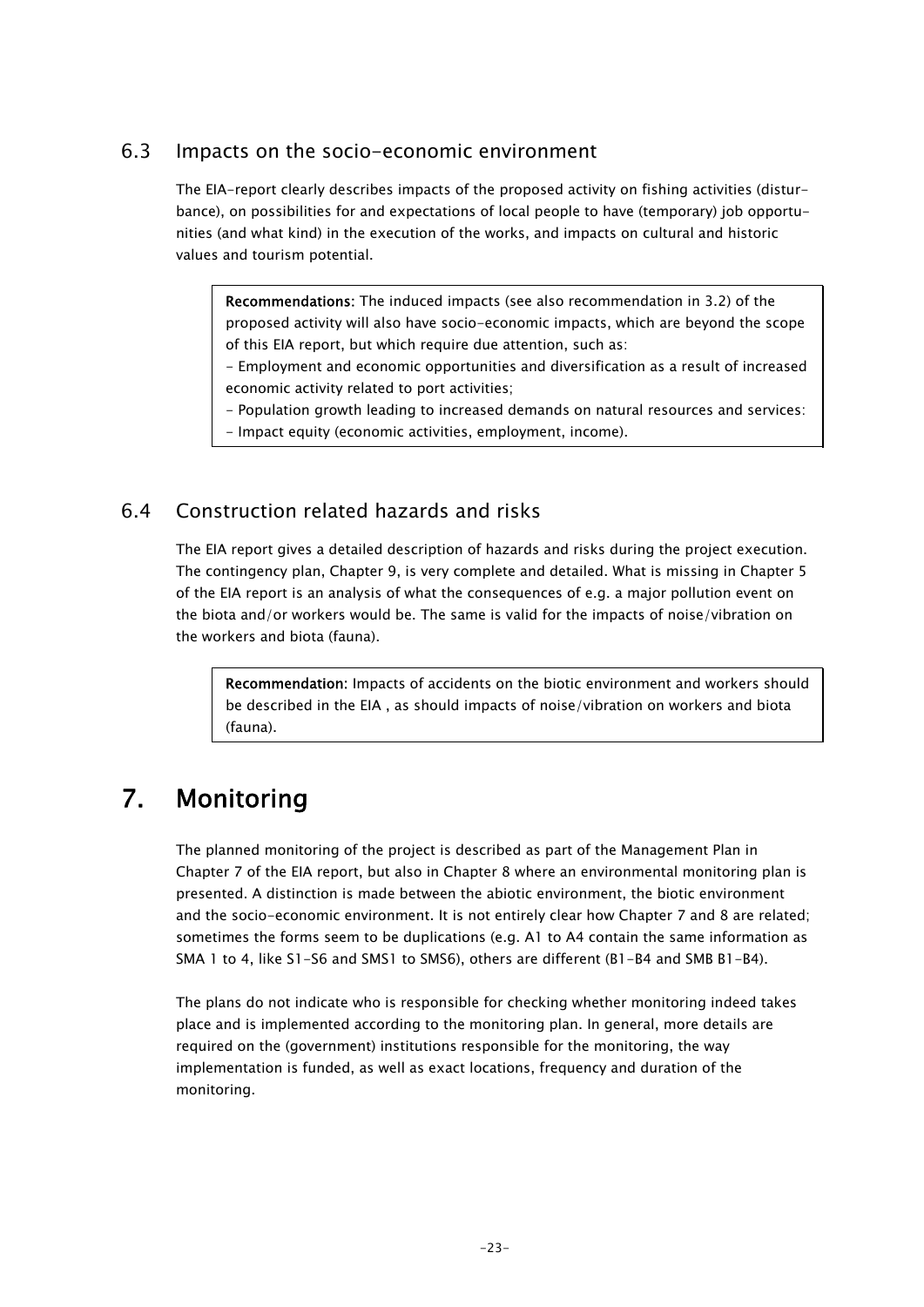## 6.3 Impacts on the socio-economic environment

The EIA-report clearly describes impacts of the proposed activity on fishing activities (disturbance), on possibilities for and expectations of local people to have (temporary) job opportunities (and what kind) in the execution of the works, and impacts on cultural and historic values and tourism potential.

> **Recommendations:** The induced impacts (see also recommendation in 3.2) of the proposed activity will also have socio-economic impacts, which are beyond the scope of this EIA report, but which require due attention, such as:
> - Employment and economic opportunities and diversification as a result of increased economic activity related to port activities;
> - Population growth leading to increased demands on natural resources and services:
> - Impact equity (economic activities, employment, income).

## 6.4 Construction related hazards and risks

The EIA report gives a detailed description of hazards and risks during the project execution. The contingency plan, Chapter 9, is very complete and detailed. What is missing in Chapter 5 of the EIA report is an analysis of what the consequences of e.g. a major pollution event on the biota and/or workers would be. The same is valid for the impacts of noise/vibration on the workers and biota (fauna).

> **Recommendation:** Impacts of accidents on the biotic environment and workers should be described in the EIA , as should impacts of noise/vibration on workers and biota (fauna).

# 7. Monitoring

The planned monitoring of the project is described as part of the Management Plan in Chapter 7 of the EIA report, but also in Chapter 8 where an environmental monitoring plan is presented. A distinction is made between the abiotic environment, the biotic environment and the socio-economic environment. It is not entirely clear how Chapter 7 and 8 are related; sometimes the forms seem to be duplications (e.g. A1 to A4 contain the same information as SMA 1 to 4, like S1-S6 and SMS1 to SMS6), others are different (B1-B4 and SMB B1-B4).

The plans do not indicate who is responsible for checking whether monitoring indeed takes place and is implemented according to the monitoring plan. In general, more details are required on the (government) institutions responsible for the monitoring, the way implementation is funded, as well as exact locations, frequency and duration of the monitoring.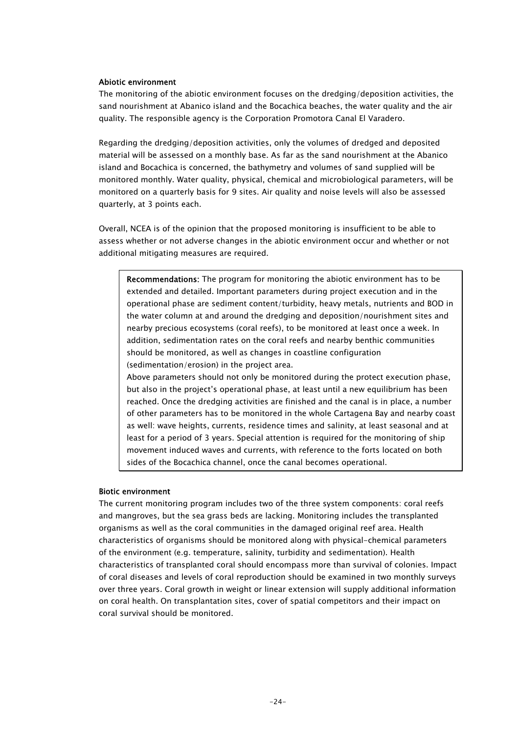**Abiotic environment**

The monitoring of the abiotic environment focuses on the dredging/deposition activities, the sand nourishment at Abanico island and the Bocachica beaches, the water quality and the air quality. The responsible agency is the Corporation Promotora Canal El Varadero.

Regarding the dredging/deposition activities, only the volumes of dredged and deposited material will be assessed on a monthly base. As far as the sand nourishment at the Abanico island and Bocachica is concerned, the bathymetry and volumes of sand supplied will be monitored monthly. Water quality, physical, chemical and microbiological parameters, will be monitored on a quarterly basis for 9 sites. Air quality and noise levels will also be assessed quarterly, at 3 points each.

Overall, NCEA is of the opinion that the proposed monitoring is insufficient to be able to assess whether or not adverse changes in the abiotic environment occur and whether or not additional mitigating measures are required.

> **Recommendations:** The program for monitoring the abiotic environment has to be extended and detailed. Important parameters during project execution and in the operational phase are sediment content/turbidity, heavy metals, nutrients and BOD in the water column at and around the dredging and deposition/nourishment sites and nearby precious ecosystems (coral reefs), to be monitored at least once a week. In addition, sedimentation rates on the coral reefs and nearby benthic communities should be monitored, as well as changes in coastline configuration (sedimentation/erosion) in the project area.
>
> Above parameters should not only be monitored during the protect execution phase, but also in the project's operational phase, at least until a new equilibrium has been reached. Once the dredging activities are finished and the canal is in place, a number of other parameters has to be monitored in the whole Cartagena Bay and nearby coast as well: wave heights, currents, residence times and salinity, at least seasonal and at least for a period of 3 years. Special attention is required for the monitoring of ship movement induced waves and currents, with reference to the forts located on both sides of the Bocachica channel, once the canal becomes operational.

**Biotic environment**

The current monitoring program includes two of the three system components: coral reefs and mangroves, but the sea grass beds are lacking. Monitoring includes the transplanted organisms as well as the coral communities in the damaged original reef area. Health characteristics of organisms should be monitored along with physical-chemical parameters of the environment (e.g. temperature, salinity, turbidity and sedimentation). Health characteristics of transplanted coral should encompass more than survival of colonies. Impact of coral diseases and levels of coral reproduction should be examined in two monthly surveys over three years. Coral growth in weight or linear extension will supply additional information on coral health. On transplantation sites, cover of spatial competitors and their impact on coral survival should be monitored.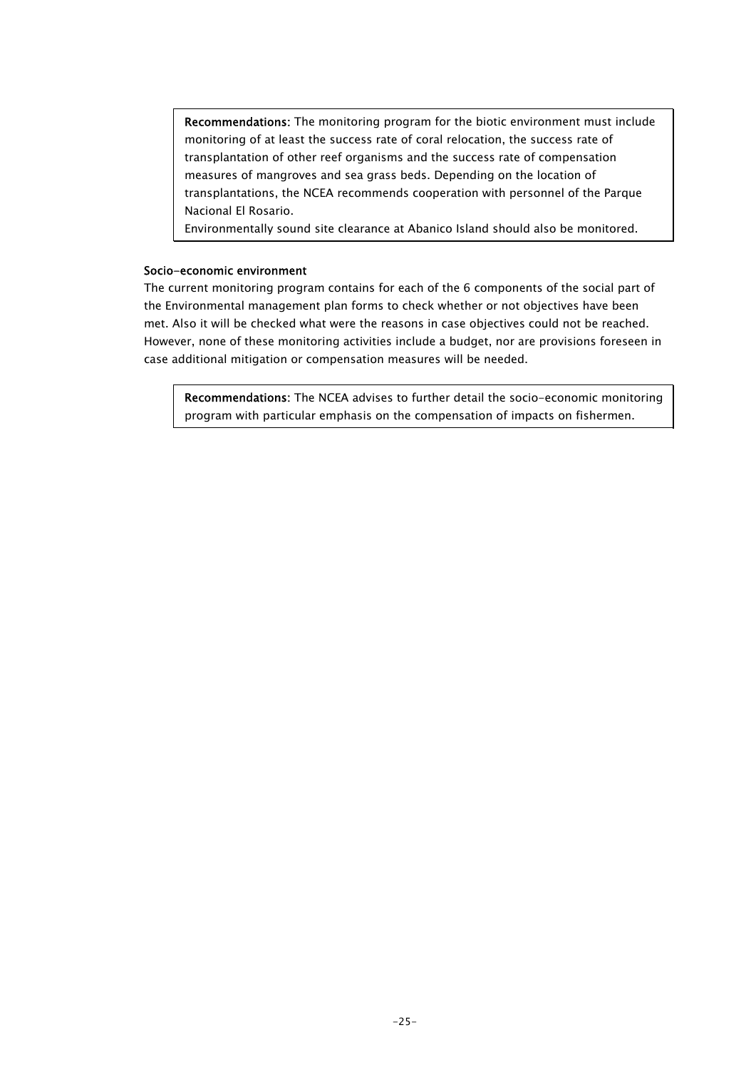**Recommendations**: The monitoring program for the biotic environment must include monitoring of at least the success rate of coral relocation, the success rate of transplantation of other reef organisms and the success rate of compensation measures of mangroves and sea grass beds. Depending on the location of transplantations, the NCEA recommends cooperation with personnel of the Parque Nacional El Rosario.
Environmentally sound site clearance at Abanico Island should also be monitored.

**Socio-economic environment**

The current monitoring program contains for each of the 6 components of the social part of the Environmental management plan forms to check whether or not objectives have been met. Also it will be checked what were the reasons in case objectives could not be reached. However, none of these monitoring activities include a budget, nor are provisions foreseen in case additional mitigation or compensation measures will be needed.

**Recommendations**: The NCEA advises to further detail the socio-economic monitoring program with particular emphasis on the compensation of impacts on fishermen.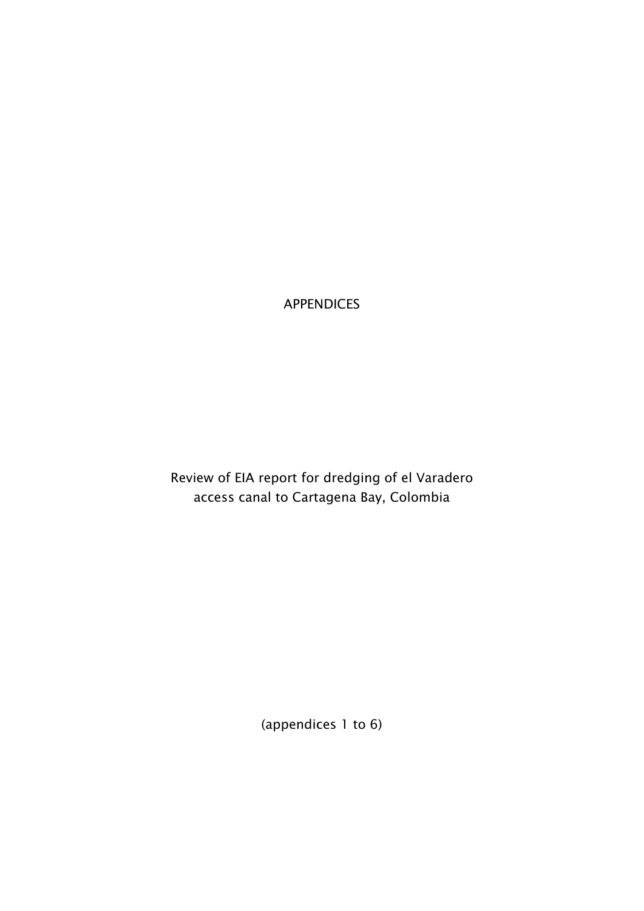# APPENDICES

Review of EIA report for dredging of el Varadero access canal to Cartagena Bay, Colombia

(appendices 1 to 6)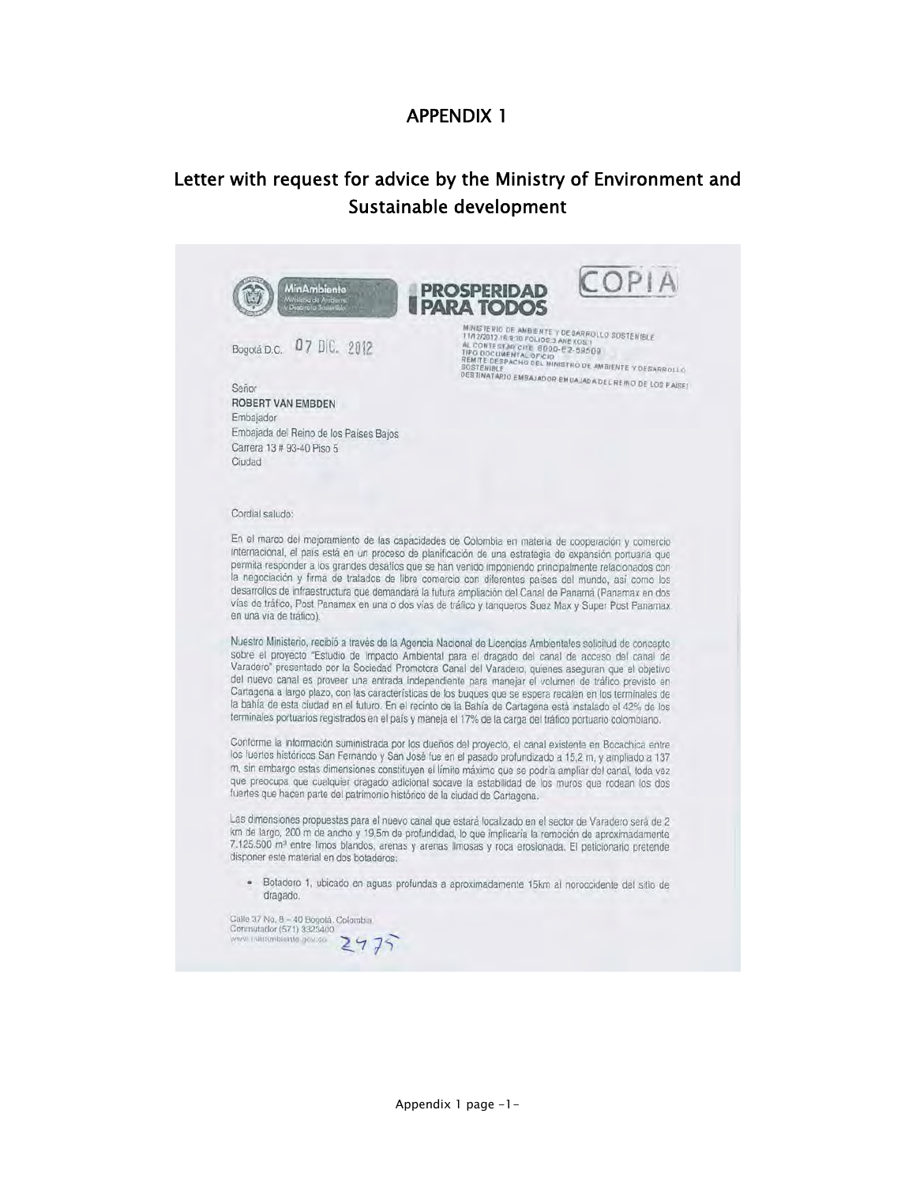# APPENDIX 1

## Letter with request for advice by the Ministry of Environment and Sustainable development

MinAmbiente
Ministerio de Ambiente y Desarrollo Sostenible

PROSPERIDAD PARA TODOS

COPIA

MINISTERIO DE AMBIENTE Y DESARROLLO SOSTENIBLE
11/12/2012 16:9:30 FOLIOS:3 ANEXOS:1
AL CONTESTAR CITE 8000-E2-59509
TIPO DOCUMENTAL OFICIO
REMITE DESPACHO DEL MINISTRO DE AMBIENTE Y DESARROLLO SOSTENIBLE
DESTINATARIO EMBAJADOR EMBAJADA DEL REINO DE LOS PAISES

Bogotá D.C. 07 DIC. 2012

Señor
ROBERT VAN EMBDEN
Embajador
Embajada del Reino de los Países Bajos
Carrera 13 # 93-40 Piso 5
Ciudad

Cordial saludo:

En el marco del mejoramiento de las capacidades de Colombia en materia de cooperación y comercio internacional, el país está en un proceso de planificación de una estrategia de expansión portuaria que permita responder a los grandes desafíos que se han venido imponiendo principalmente relacionados con la negociación y firma de tratados de libre comercio con diferentes países del mundo, así como los desarrollos de infraestructura que demandará la futura ampliación del Canal de Panamá (Panamax en dos vías de tráfico, Post Panamax en una o dos vías de tráfico y tanqueros Suez Max y Super Post Panamax en una vía de tráfico).

Nuestro Ministerio, recibió a través de la Agencia Nacional de Licencias Ambientales solicitud de concepto sobre el proyecto "Estudio de Impacto Ambiental para el dragado del canal de acceso del canal de Varadero" presentado por la Sociedad Promotora Canal del Varadero, quienes aseguran que el objetivo del nuevo canal es proveer una entrada independiente para manejar el volumen de tráfico previsto en Cartagena a largo plazo, con las características de los buques que se espera recalen en los terminales de la bahía de esta ciudad en el futuro. En el recinto de la Bahía de Cartagena está instalado el 42% de los terminales portuarios registrados en el país y maneja el 17% de la carga del tráfico portuario colombiano.

Conforme la información suministrada por los dueños del proyecto, el canal existente en Bocachica entre los fuertes históricos San Fernando y San José fue en el pasado profundizado a 15,2 m, y ampliado a 137 m, sin embargo estas dimensiones constituyen el límite máximo que se podría ampliar del canal, toda vez que preocupa que cualquier dragado adicional socave la estabilidad de los muros que rodean los dos fuertes que hacen parte del patrimonio histórico de la ciudad de Cartagena.

Las dimensiones propuestas para el nuevo canal que estará localizado en el sector de Varadero será de 2 km de largo, 200 m de ancho y 19,5m de profundidad, lo que implicaría la remoción de aproximadamente 7.125.500 m³ entre limos blandos, arenas y arenas limosas y roca erosionada. El peticionario pretende disponer este material en dos botaderos:

- Botadero 1, ubicado en aguas profundas a aproximadamente 15km al noroccidente del sitio de dragado.

Calle 37 No. 8 – 40 Bogotá, Colombia
Conmutador (571) 3323400
www.minambiente.gov.co

2475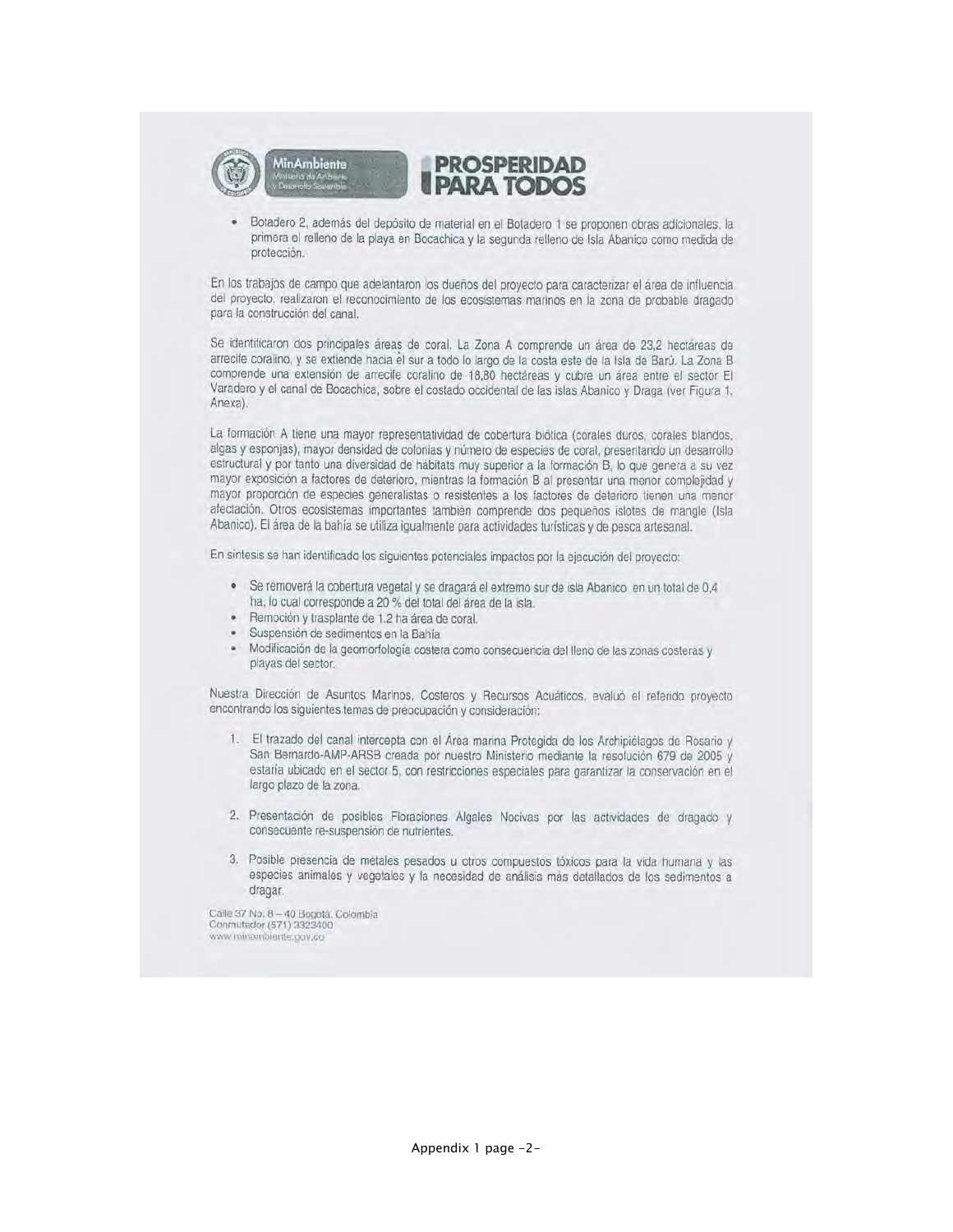- Botadero 2, además del depósito de material en el Botadero 1 se proponen obras adicionales, la primera el relleno de la playa en Bocachica y la segunda relleno de Isla Abanico como medida de protección.

En los trabajos de campo que adelantaron los dueños del proyecto para caracterizar el área de influencia del proyecto, realizaron el reconocimiento de los ecosistemas marinos en la zona de probable dragado para la construcción del canal.

Se identificaron dos principales áreas de coral. La Zona A comprende un área de 23,2 hectáreas de arrecife coralino, y se extiende hacia el sur a todo lo largo de la costa este de la Isla de Barú. La Zona B comprende una extensión de arrecife coralino de 18,80 hectáreas y cubre un área entre el sector El Varadero y el canal de Bocachica, sobre el costado occidental de las islas Abanico y Draga (ver Figura 1, Anexa).

La formación A tiene una mayor representatividad de cobertura biótica (corales duros, corales blandos, algas y esponjas), mayor densidad de colonias y número de especies de coral, presentando un desarrollo estructural y por tanto una diversidad de hábitats muy superior a la formación B, lo que genera a su vez mayor exposición a factores de deterioro, mientras la formación B al presentar una menor complejidad y mayor proporción de especies generalistas o resistentes a los factores de deterioro tienen una menor afectación. Otros ecosistemas importantes también comprende dos pequeños islotes de mangle (Isla Abanico). El área de la bahía se utiliza igualmente para actividades turísticas y de pesca artesanal.

En síntesis se han identificado los siguientes potenciales impactos por la ejecución del proyecto:

- Se removerá la cobertura vegetal y se dragará el extremo sur de isla Abanico en un total de 0,4 ha, lo cual corresponde a 20 % del total del área de la isla.
- Remoción y trasplante de 1.2 ha área de coral.
- Suspensión de sedimentos en la Bahía
- Modificación de la geomorfología costera como consecuencia del lleno de las zonas costeras y playas del sector.

Nuestra Dirección de Asuntos Marinos, Costeros y Recursos Acuáticos, evaluó el referido proyecto encontrando los siguientes temas de preocupación y consideración:

1. El trazado del canal intercepta con el Área marina Protegida de los Archipiélagos de Rosario y San Bernardo-AMP-ARSB creada por nuestro Ministerio mediante la resolución 679 de 2005 y estaría ubicado en el sector 5, con restricciones especiales para garantizar la conservación en el largo plazo de la zona.
2. Presentación de posibles Floraciones Algales Nocivas por las actividades de dragado y consecuente re-suspensión de nutrientes.
3. Posible presencia de metales pesados u otros compuestos tóxicos para la vida humana y las especies animales y vegetales y la necesidad de análisis más detallados de los sedimentos a dragar.

Calle 37 No. 8 – 40 Bogotá, Colombia
Conmutador (571) 3323400
www.minambiente.gov.co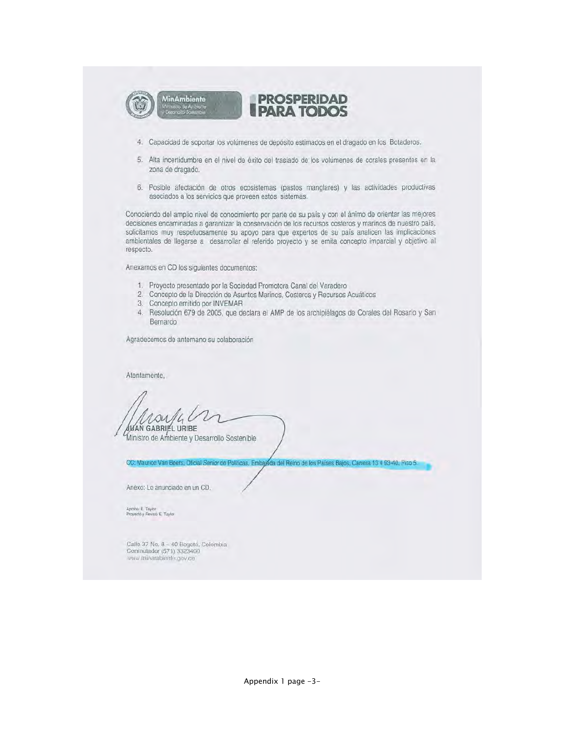MinAmbiente
Ministerio de Ambiente y Desarrollo Sostenible

**PROSPERIDAD PARA TODOS**

4. Capacidad de soportar los volúmenes de depósito estimados en el dragado en los Botaderos.
5. Alta incertidumbre en el nivel de éxito del traslado de los volúmenes de corales presentes en la zona de dragado.
6. Posible afectación de otros ecosistemas (pastos manglares) y las actividades productivas asociados a los servicios que proveen estos sistemas.

Conociendo del amplio nivel de conocimiento por parte de su país y con el ánimo de orientar las mejores decisiones encaminadas a garantizar la conservación de los recursos costeros y marinos de nuestro país, solicitamos muy respetuosamente su apoyo para que expertos de su país analicen las implicaciones ambientales de llegarse a desarrollar el referido proyecto y se emita concepto imparcial y objetivo al respecto.

Anexamos en CD los siguientes documentos:

1. Proyecto presentado por la Sociedad Promotora Canal del Varadero
2. Concepto de la Dirección de Asuntos Marinos, Costeros y Recursos Acuáticos
3. Concepto emitido por INVEMAR
4. Resolución 679 de 2005, que declara el AMP de los archipiélagos de Corales del Rosario y San Bernardo

Agradecemos de antemano su colaboración

Atentamente,

JUAN GABRIEL URIBE
Ministro de Ambiente y Desarrollo Sostenible

CC: Maurice Van Beets, Oficial *Senior* de Políticas, Embajada del Reino de los Países Bajos, Carrera 13 # 93-40, Piso 5.

Anexo: Lo anunciado en un CD.

Aprobó: E. Taylor
Proyectó y Revisó: E. Taylor

Calle 37 No. 8 – 40 Bogotá, Colombia
Conmutador (571) 3323400
www.minambiente.gov.co

Appendix 1 page -3-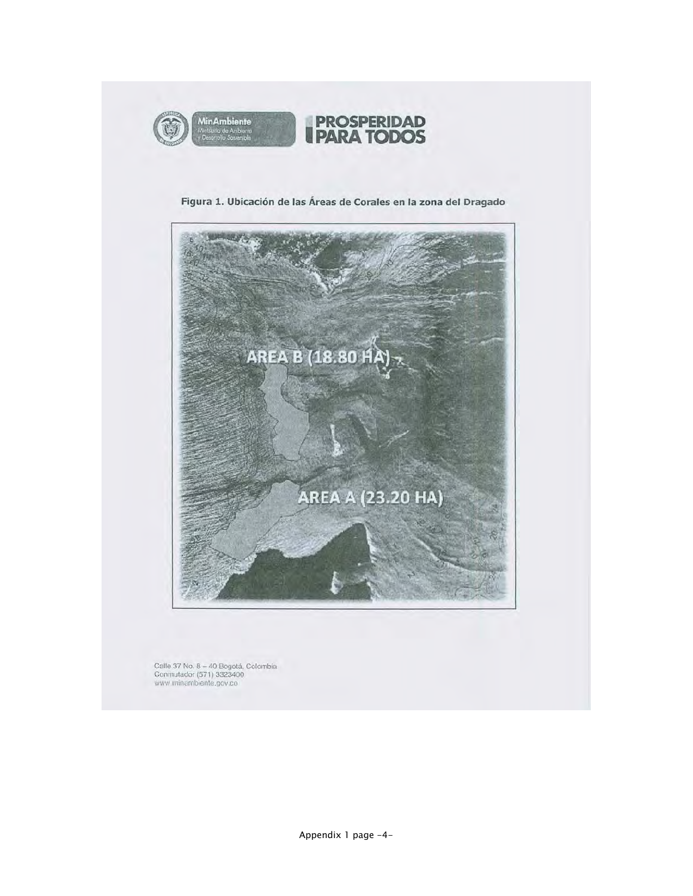MinAmbiente
Ministerio de Ambiente y Desarrollo Sostenible

PROSPERIDAD PARA TODOS

**Figura 1. Ubicación de las Áreas de Corales en la zona del Dragado**

AREA B (18.80 HA)

AREA A (23.20 HA)

Calle 37 No. 8 – 40 Bogotá, Colombia
Conmutador (571) 3323400
www.minambiente.gov.co

Appendix 1 page -4-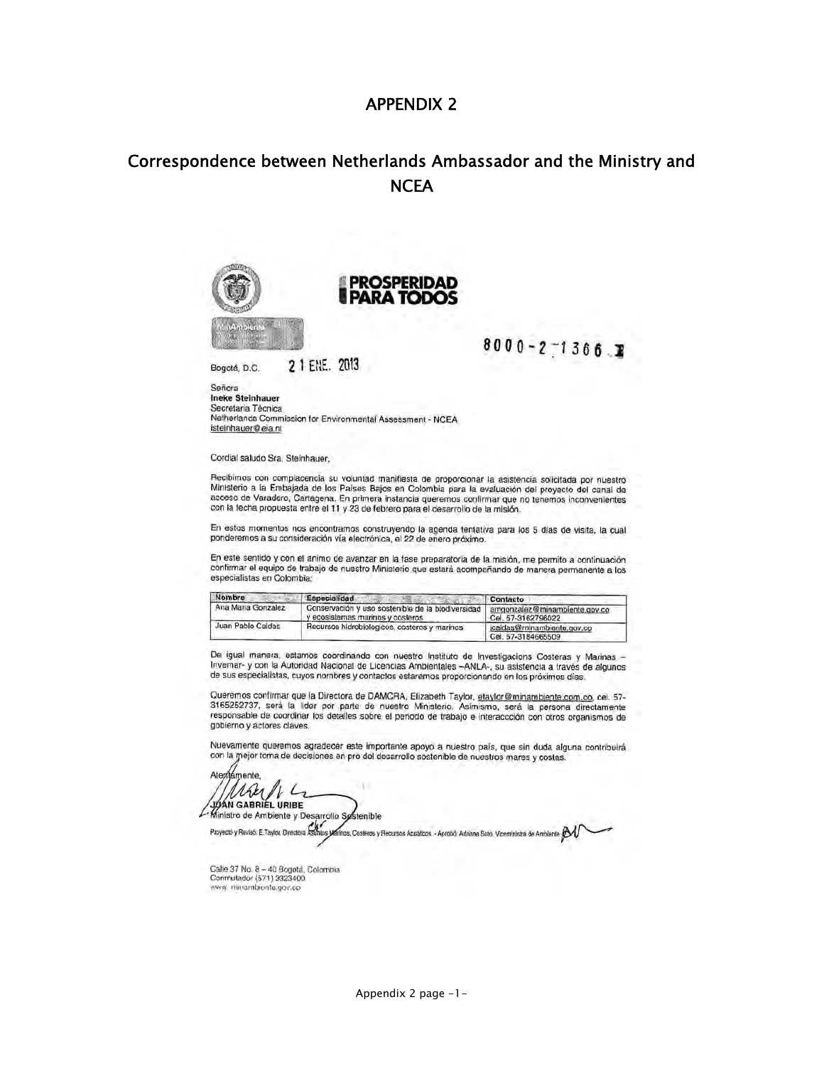# APPENDIX 2

## Correspondence between Netherlands Ambassador and the Ministry and NCEA

**PROSPERIDAD PARA TODOS**

MinAmbiente

8000-2-1366

Bogotá, D.C. 21 ENE. 2013

Señora
**Ineke Steinhauer**
Secretaria Técnica
Netherlands Commission for Environmental Assessment - NCEA
isteinhauer@eia.nl

Cordial saludo Sra. Steinhauer,

Recibimos con complacencia su voluntad manifiesta de proporcionar la asistencia solicitada por nuestro Ministerio a la Embajada de los Países Bajos en Colombia para la evaluación del proyecto del canal de acceso de Varadero, Cartagena. En primera instancia queremos confirmar que no tenemos inconvenientes con la fecha propuesta entre el 11 y 23 de febrero para el desarrollo de la misión.

En estos momentos nos encontramos construyendo la agenda tentativa para los 5 días de visita, la cual ponderemos a su consideración vía electrónica, el 22 de enero próximo.

En este sentido y con el ánimo de avanzar en la fase preparatoria de la misión, me permito a continuación confirmar el equipo de trabajo de nuestro Ministerio que estará acompañando de manera permanente a los especialistas en Colombia:

| Nombre | Especialidad | Contacto |
|---|---|---|
| Ana María Gonzalez | Conservación y uso sostenible de la biodiversidad y ecosistemas marinos y costeros | amgonzalez@minambiente.gov.co Cel. 57-3162796022 |
| Juan Pablo Caldas | Recursos hidrobiológicos, costeros y marinos | jcaldas@minambiente.gov.co Cel. 57-3184665509 |

De igual manera, estamos coordinando con nuestro Instituto de Investigacions Costeras y Marinas – Invemar- y con la Autoridad Nacional de Licencias Ambientales –ANLA-, su asistencia a través de algunos de sus especialistas, cuyos nombres y contactos estaremos proporcionando en los próximos días.

Queremos confirmar que la Directora de DAMCRA, Elizabeth Taylor, etaylor@minambiente.com.co, cel. 57-3165252737, será la líder por parte de nuestro Ministerio. Asimismo, será la persona directamente responsable de coordinar los detalles sobre el periodo de trabajo e interaccción con otros organismos de gobierno y actores claves.

Nuevamente queremos agradecer este importante apoyo a nuestro país, que sin duda alguna contribuirá con la mejor toma de decisiones en pro del desarrollo sostenible de nuestros mares y costas.

Atentamente,

**JUAN GABRIEL URIBE**
Ministro de Ambiente y Desarrollo Sostenible

Proyectó y Revisó: E.Taylor, Directora Asuntos Marinos, Costeros y Recursos Acuáticos - Aprobó: Adriana Soto, Viceministra de Ambiente

Calle 37 No. 8 – 40 Bogotá, Colombia
Conmutador (571) 3323400
www.minambiente.gov.co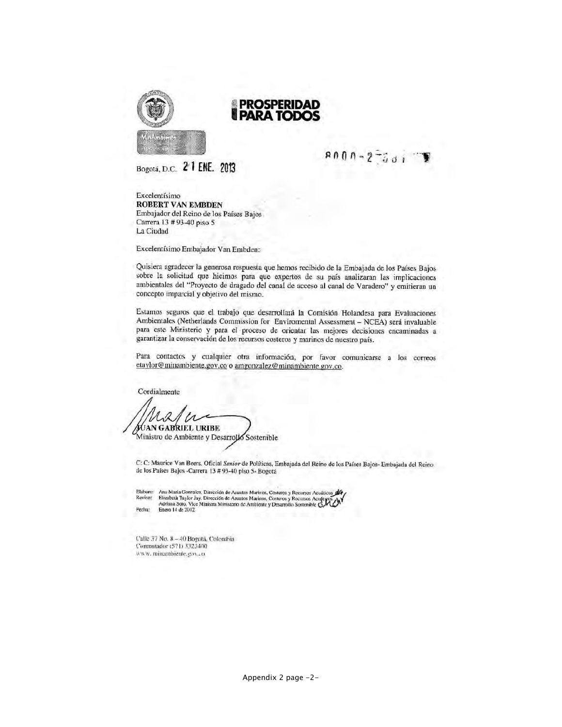**PROSPERIDAD PARA TODOS**

MinAmbiente

8000-2-

Bogotá, D.C. 21 ENE. 2013

Excelentísimo
**ROBERT VAN EMBDEN**
Embajador del Reino de los Países Bajos
Carrera 13 # 93-40 piso 5
La Ciudad

Excelentísimo Embajador Van Embden:

Quisiera agradecer la generosa respuesta que hemos recibido de la Embajada de los Países Bajos sobre la solicitud que hicimos para que expertos de su país analizaran las implicaciones ambientales del "Proyecto de dragado del canal de acceso al canal de Varadero" y emitieran un concepto imparcial y objetivo del mismo.

Estamos seguros que el trabajo que desarrollará la Comisión Holandesa para Evaluaciones Ambientales (Netherlands Commission for Enviromental Assessment – NCEA) será invaluable para este Ministerio y para el proceso de orientar las mejores decisiones encaminadas a garantizar la conservación de los recursos costeros y marinos de nuestro país.

Para contactos y cualquier otra información, por favor comunicarse a los correos etaylor@minambiente.gov.co o amgonzalez@minambiente.gov.co.

Cordialmente

**JUAN GABRIEL URIBE**
Ministro de Ambiente y Desarrollo Sostenible

C: C: Maurice Van Beers, Oficial *Senior* de Políticas, Embajada del Reino de los Países Bajos- Embajada del Reino de los Países Bajos -Carrera 13 # 93-40 piso 5- Bogotá

Elaboró: Ana María Gonzalez, Dirección de Asuntos Marinos, Costeros y Recursos Acuáticos
Revisó: Elizabeth Taylor Jay, Dirección de Asuntos Marinos, Costeros y Recursos Acuáticos
Adriana Soto, Vice Ministra Ministerio de Ambiente y Desarrollo Sostenible
Fecha: Enero 14 de 2012

Calle 37 No. 8 – 40 Bogotá, Colombia
Conmutador (571) 3323400
www.minambiente.gov.co

Appendix 2 page -2-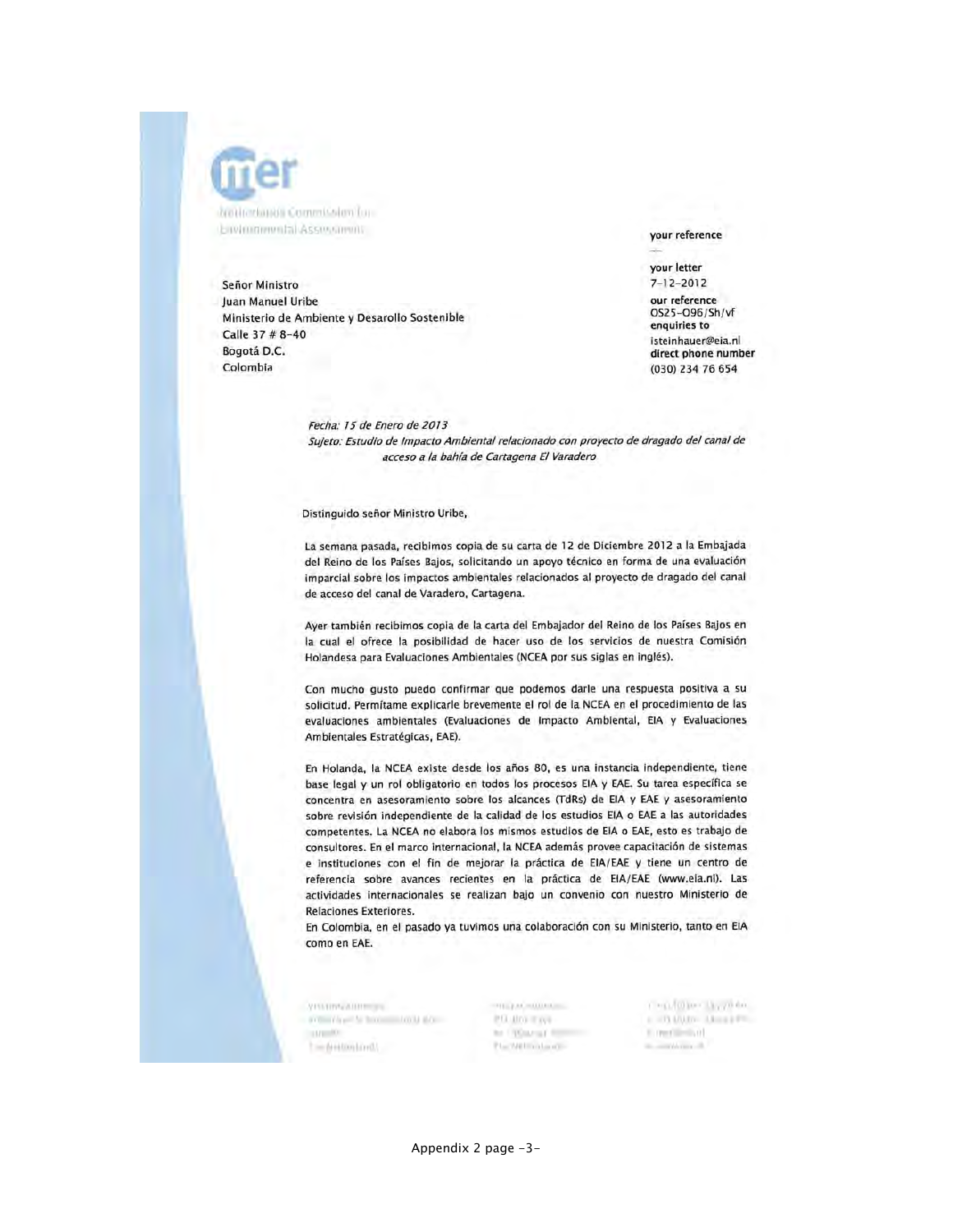Netherlands Commission for Environmental Assessment

Señor Ministro
Juan Manuel Uribe
Ministerio de Ambiente y Desarollo Sostenible
Calle 37 # 8-40
Bogotá D.C.
Colombia

your reference
—
your letter
7-12-2012
our reference
OS25-096/Sh/vf
enquiries to
isteinhauer@eia.nl
direct phone number
(030) 234 76 654

*Fecha: 15 de Enero de 2013*
*Sujeto: Estudio de Impacto Ambiental relacionado con proyecto de dragado del canal de acceso a la bahía de Cartagena El Varadero*

Distinguido señor Ministro Uribe,

La semana pasada, recibimos copia de su carta de 12 de Diciembre 2012 a la Embajada del Reino de los Países Bajos, solicitando un apoyo técnico en forma de una evaluación imparcial sobre los impactos ambientales relacionados al proyecto de dragado del canal de acceso del canal de Varadero, Cartagena.

Ayer también recibimos copia de la carta del Embajador del Reino de los Países Bajos en la cual el ofrece la posibilidad de hacer uso de los servicios de nuestra Comisión Holandesa para Evaluaciones Ambientales (NCEA por sus siglas en inglés).

Con mucho gusto puedo confirmar que podemos darle una respuesta positiva a su solicitud. Permítame explicarle brevemente el rol de la NCEA en el procedimiento de las evaluaciones ambientales (Evaluaciones de Impacto Ambiental, EIA y Evaluaciones Ambientales Estratégicas, EAE).

En Holanda, la NCEA existe desde los años 80, es una instancia independiente, tiene base legal y un rol obligatorio en todos los procesos EIA y EAE. Su tarea específica se concentra en asesoramiento sobre los alcances (TdRs) de EIA y EAE y asesoramiento sobre revisión independiente de la calidad de los estudios EIA o EAE a las autoridades competentes. La NCEA no elabora los mismos estudios de EIA o EAE, esto es trabajo de consultores. En el marco internacional, la NCEA además provee capacitación de sistemas e instituciones con el fin de mejorar la práctica de EIA/EAE y tiene un centro de referencia sobre avances recientes en la práctica de EIA/EAE (www.eia.nl). Las actividades internacionales se realizan bajo un convenio con nuestro Ministerio de Relaciones Exteriores.
En Colombia, en el pasado ya tuvimos una colaboración con su Ministerio, tanto en EIA como en EAE.

Appendix 2 page -3-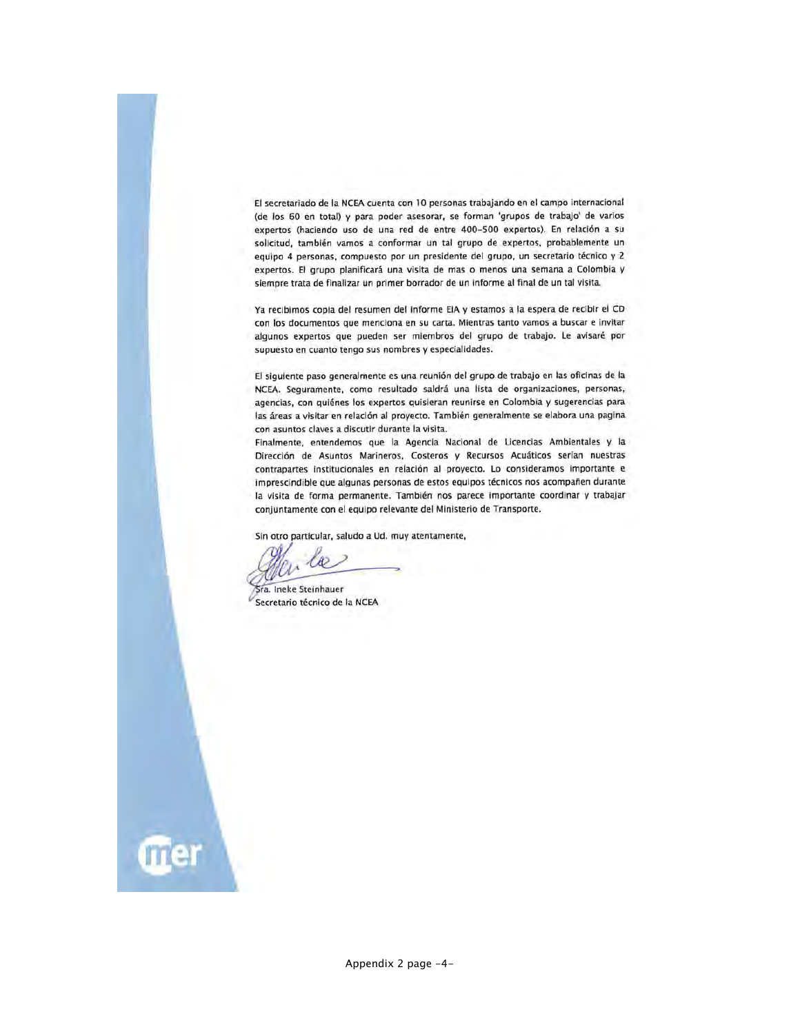El secretariado de la NCEA cuenta con 10 personas trabajando en el campo internacional (de los 60 en total) y para poder asesorar, se forman 'grupos de trabajo' de varios expertos (haciendo uso de una red de entre 400-500 expertos). En relación a su solicitud, también vamos a conformar un tal grupo de expertos, probablemente un equipo 4 personas, compuesto por un presidente del grupo, un secretario técnico y 2 expertos. El grupo planificará una visita de mas o menos una semana a Colombia y siempre trata de finalizar un primer borrador de un informe al final de un tal visita.

Ya recibimos copia del resumen del informe EIA y estamos a la espera de recibir el CD con los documentos que menciona en su carta. Mientras tanto vamos a buscar e invitar algunos expertos que pueden ser miembros del grupo de trabajo. Le avisaré por supuesto en cuanto tengo sus nombres y especialidades.

El siguiente paso generalmente es una reunión del grupo de trabajo en las oficinas de la NCEA. Seguramente, como resultado saldrá una lista de organizaciones, personas, agencias, con quiénes los expertos quisieran reunirse en Colombia y sugerencias para las áreas a visitar en relación al proyecto. También generalmente se elabora una pagina con asuntos claves a discutir durante la visita.
Finalmente, entendemos que la Agencia Nacional de Licencias Ambientales y la Dirección de Asuntos Marineros, Costeros y Recursos Acuáticos serían nuestras contrapartes institucionales en relación al proyecto. Lo consideramos importante e imprescindible que algunas personas de estos equipos técnicos nos acompañen durante la visita de forma permanente. También nos parece importante coordinar y trabajar conjuntamente con el equipo relevante del Ministerio de Transporte.

Sin otro particular, saludo a Ud. muy atentamente,

Sra. Ineke Steinhauer
Secretario técnico de la NCEA

Appendix 2 page -4-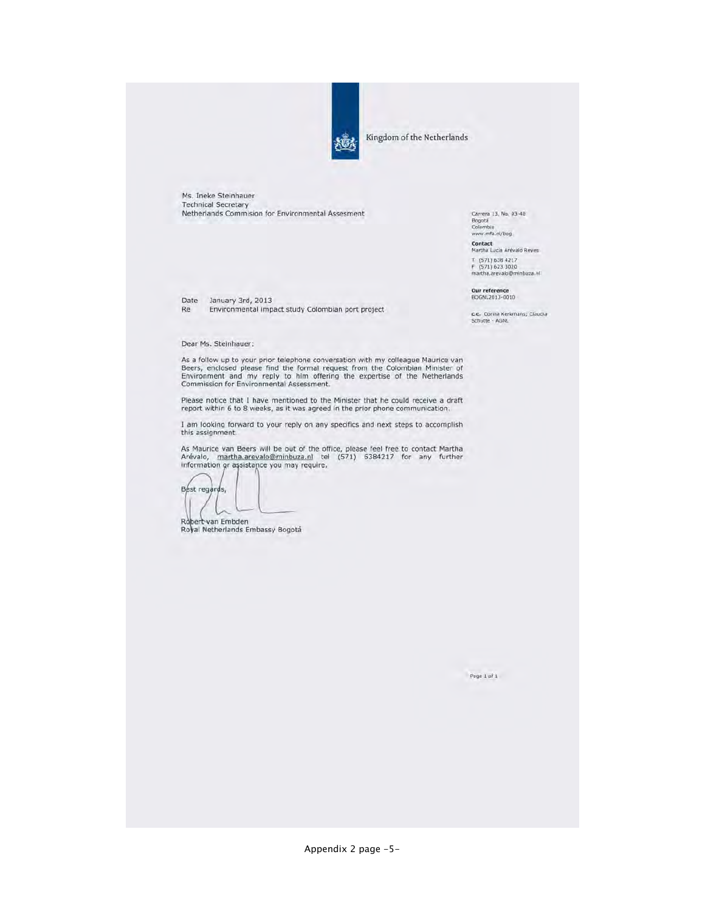Kingdom of the Netherlands

Ms. Ineke Steinhauer
Technical Secretary
Netherlands Commision for Environmental Assesment

Carrera 13, No. 93-40
Bogotá
Colombia
www.mfa.nl/bog

**Contact**
Martha Lucia Arévalo Reyes

T (571) 638 4217
F (571) 623 3020
martha.arevalo@minbuza.nl

**Our reference**
BOGNL2013-0010

**c.c.** Corina Kerkmans; Claudia Schutte - AGNL

Date January 3rd, 2013
Re Environmental impact study Colombian port project

Dear Ms. Steinhauer:

As a follow up to your prior telephone conversation with my colleague Maurice van Beers, enclosed please find the formal request from the Colombian Minister of Environment and my reply to him offering the expertise of the Netherlands Commission for Environmental Assessment.

Please notice that I have mentioned to the Minister that he could receive a draft report within 6 to 8 weeks, as it was agreed in the prior phone communication.

I am looking forward to your reply on any specifics and next steps to accomplish this assignment.

As Maurice van Beers will be out of the office, please feel free to contact Martha Arévalo, martha.arevalo@minbuza.nl tel (571) 6384217 for any further information or assistance you may require.

Best regards,

Robert van Embden
Royal Netherlands Embassy Bogotá

Appendix 2 page -5-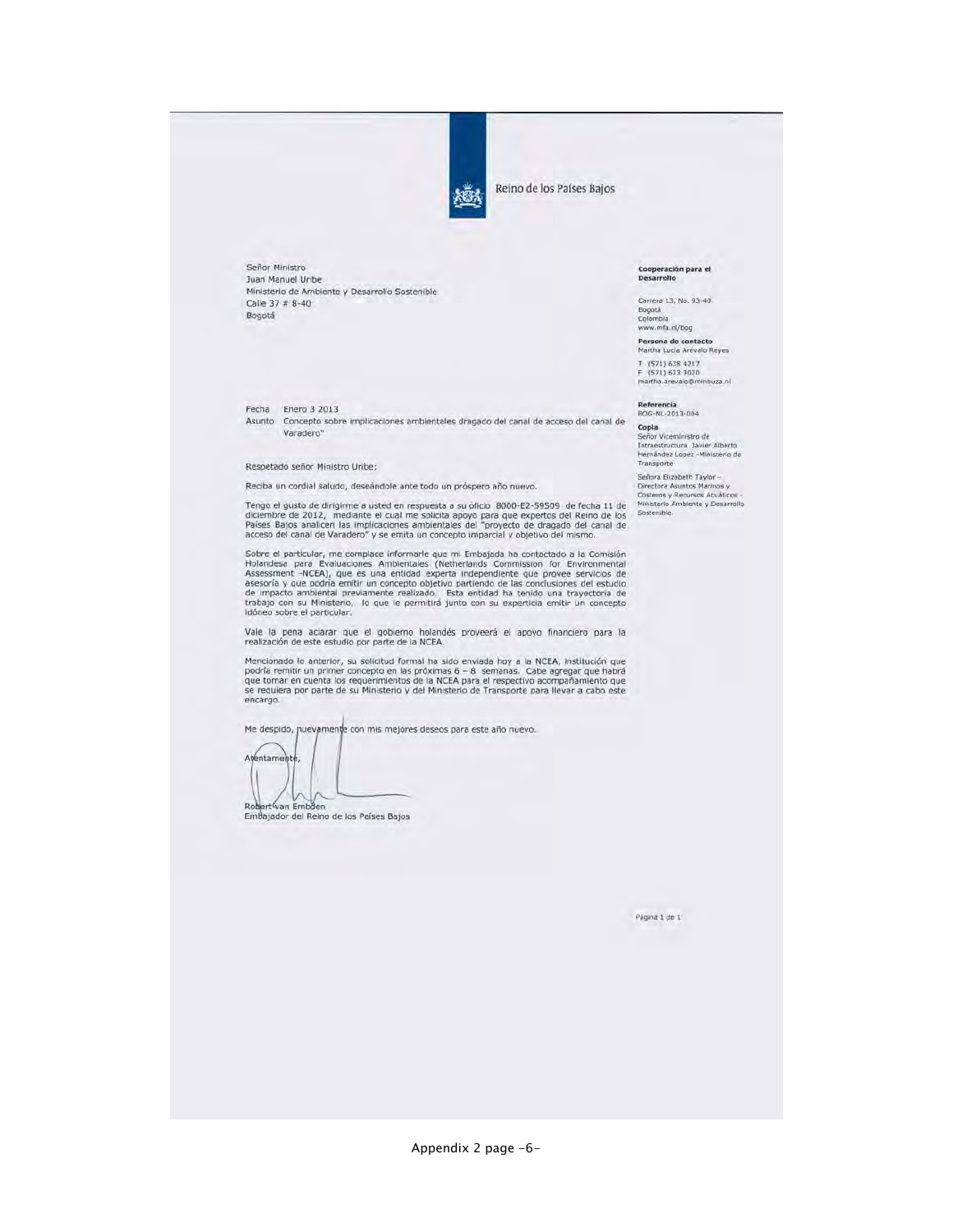Reino de los Países Bajos

Señor Ministro
Juan Manuel Uribe
Ministerio de Ambiente y Desarrollo Sostenible
Calle 37 # 8-40
Bogotá

**Cooperación para el Desarrollo**

Carrera 13, No. 93-40
Bogotá
Colombia
www.mfa.nl/bog

**Persona de contacto**
Martha Lucia Arévalo Reyes

T (571) 638 4217
F (571) 623 3020
martha.arevalo@minbuza.nl

**Referencia**
BOG-NL-2013-004

**Copia**
Señor Viceministro de Infraestructura Javier Alberto Hernández Lopez -Ministerio de Transporte

Señora Elizabeth Taylor – Directora Asuntos Marinos y Costeros y Recursos Acuáticos - Ministerio Ambiente y Desarrollo Sostenible

Fecha Enero 3 2013
Asunto Concepto sobre implicaciones ambientales dragado del canal de acceso del canal de Varadero"

Respetado señor Ministro Uribe:

Reciba un cordial saludo, deseándole ante todo un próspero año nuevo.

Tengo el gusto de dirigirme a usted en respuesta a su oficio 8000-E2-59509 de fecha 11 de diciembre de 2012, mediante el cual me solicita apoyo para que expertos del Reino de los Países Bajos analicen las implicaciones ambientales del "proyecto de dragado del canal de acceso del canal de Varadero" y se emita un concepto imparcial y objetivo del mismo.

Sobre el particular, me complace informarle que mi Embajada ha contactado a la Comisión Holandesa para Evaluaciones Ambientales (Netherlands Commission for Environmental Assessment -NCEA), que es una entidad experta independiente que provee servicios de asesoría y que podría emitir un concepto objetivo partiendo de las conclusiones del estudio de impacto ambiental previamente realizado. Esta entidad ha tenido una trayectoria de trabajo con su Ministerio, lo que le permitirá junto con su experticia emitir un concepto idóneo sobre el particular.

Vale la pena aclarar que el gobierno holandés proveerá el apoyo financiero para la realización de este estudio por parte de la NCEA.

Mencionado lo anterior, su solicitud formal ha sido enviada hoy a la NCEA, institución que podría remitir un primer concepto en las próximas 6 – 8 semanas. Cabe agregar que habrá que tomar en cuenta los requerimientos de la NCEA para el respectivo acompañamiento que se requiera por parte de su Ministerio y del Ministerio de Transporte para llevar a cabo este encargo.

Me despido, nuevamente con mis mejores deseos para este año nuevo.

Atentamente,

Robert van Embden
Embajador del Reino de los Países Bajos

Appendix 2 page -6-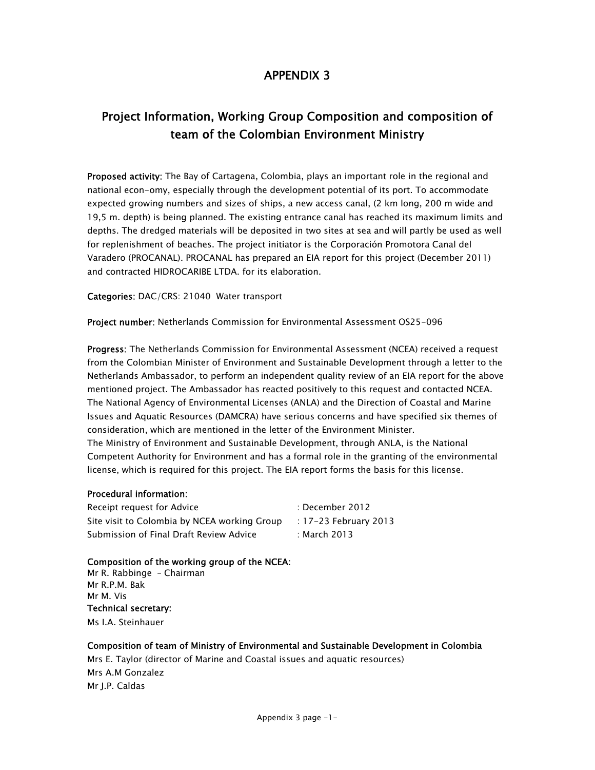# APPENDIX 3

## Project Information, Working Group Composition and composition of team of the Colombian Environment Ministry

**Proposed activity**: The Bay of Cartagena, Colombia, plays an important role in the regional and national econ-omy, especially through the development potential of its port. To accommodate expected growing numbers and sizes of ships, a new access canal, (2 km long, 200 m wide and 19,5 m. depth) is being planned. The existing entrance canal has reached its maximum limits and depths. The dredged materials will be deposited in two sites at sea and will partly be used as well for replenishment of beaches. The project initiator is the Corporación Promotora Canal del Varadero (PROCANAL). PROCANAL has prepared an EIA report for this project (December 2011) and contracted HIDROCARIBE LTDA. for its elaboration.

**Categories**: DAC/CRS: 21040 Water transport

**Project number:** Netherlands Commission for Environmental Assessment OS25-096

**Progress**: The Netherlands Commission for Environmental Assessment (NCEA) received a request from the Colombian Minister of Environment and Sustainable Development through a letter to the Netherlands Ambassador, to perform an independent quality review of an EIA report for the above mentioned project. The Ambassador has reacted positively to this request and contacted NCEA. The National Agency of Environmental Licenses (ANLA) and the Direction of Coastal and Marine Issues and Aquatic Resources (DAMCRA) have serious concerns and have specified six themes of consideration, which are mentioned in the letter of the Environment Minister.
The Ministry of Environment and Sustainable Development, through ANLA, is the National Competent Authority for Environment and has a formal role in the granting of the environmental license, which is required for this project. The EIA report forms the basis for this license.

**Procedural information**:

Receipt request for Advice : December 2012
Site visit to Colombia by NCEA working Group : 17-23 February 2013
Submission of Final Draft Review Advice : March 2013

**Composition of the working group of the NCEA**:
Mr R. Rabbinge - Chairman
Mr R.P.M. Bak
Mr M. Vis
**Technical secretary**:
Ms I.A. Steinhauer

**Composition of team of Ministry of Environmental and Sustainable Development in Colombia**
Mrs E. Taylor (director of Marine and Coastal issues and aquatic resources)
Mrs A.M Gonzalez
Mr J.P. Caldas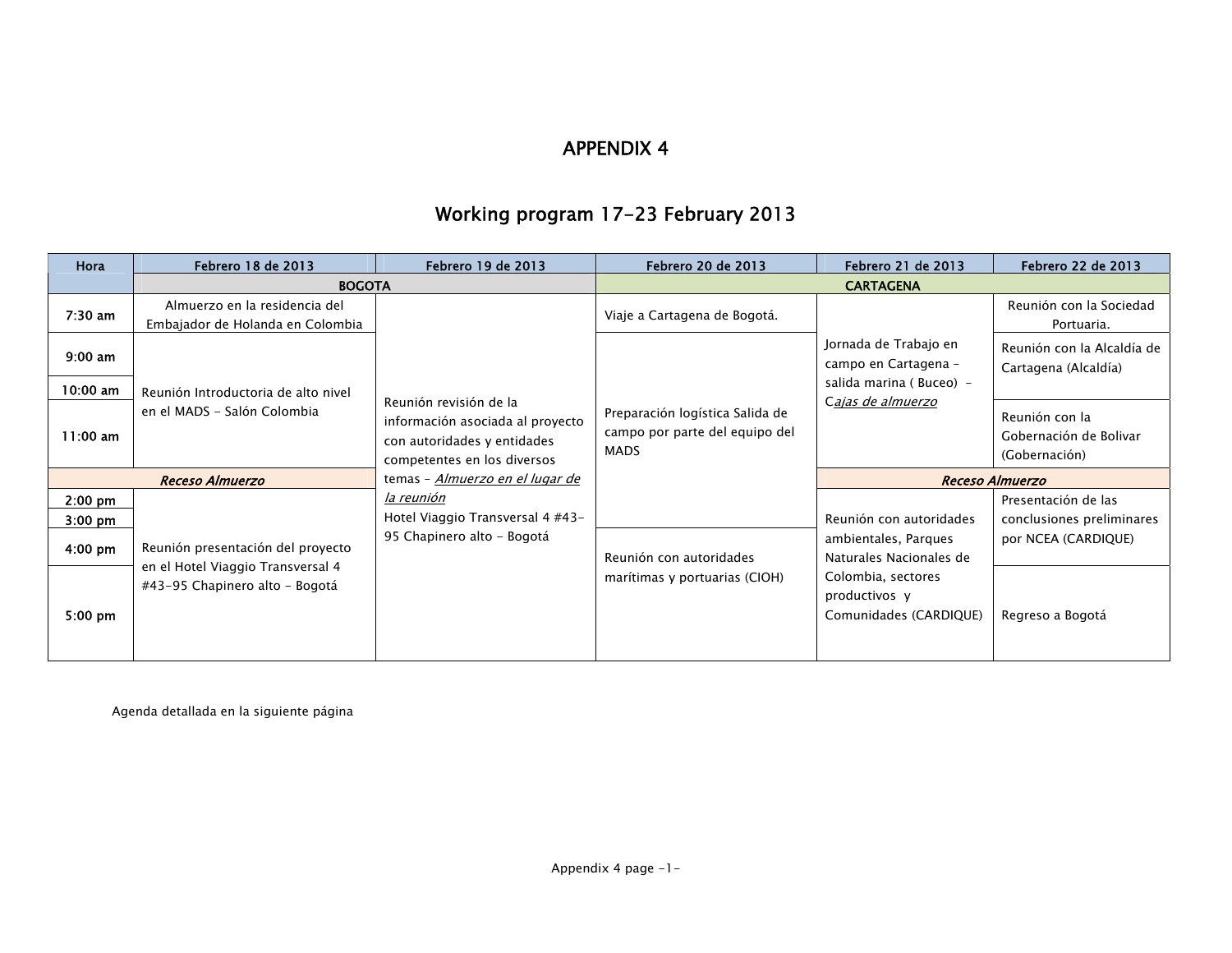# APPENDIX 4

## Working program 17-23 February 2013

| Hora | Febrero 18 de 2013 | Febrero 19 de 2013 | Febrero 20 de 2013 | Febrero 21 de 2013 | Febrero 22 de 2013 |
|---|---|---|---|---|---|
| | BOGOTA | | CARTAGENA | | |
| 7:30 am | Almuerzo en la residencia del Embajador de Holanda en Colombia | Reunión revisión de la información asociada al proyecto con autoridades y entidades competentes en los diversos temas – *Almuerzo en el lugar de la reunión* Hotel Viaggio Transversal 4 #43-95 Chapinero alto - Bogotá | Viaje a Cartagena de Bogotá. | Jornada de Trabajo en campo en Cartagena – salida marina ( Buceo) - C*ajas de almuerzo* | Reunión con la Sociedad Portuaria. |
| 9:00 am | Reunión Introductoria de alto nivel en el MADS - Salón Colombia | | Preparación logística Salida de campo por parte del equipo del MADS | | Reunión con la Alcaldía de Cartagena (Alcaldía) |
| 10:00 am | | | | | |
| 11:00 am | | | | | Reunión con la Gobernación de Bolivar (Gobernación) |
| *Receso Almuerzo* | | | | *Receso Almuerzo* | |
| 2:00 pm | Reunión presentación del proyecto en el Hotel Viaggio Transversal 4 #43-95 Chapinero alto - Bogotá | | | Reunión con autoridades ambientales, Parques Naturales Nacionales de Colombia, sectores productivos y Comunidades (CARDIQUE) | Presentación de las conclusiones preliminares por NCEA (CARDIQUE) |
| 3:00 pm | | | | | |
| 4:00 pm | | | Reunión con autoridades marítimas y portuarias (CIOH) | | |
| 5:00 pm | | | | | Regreso a Bogotá |

Agenda detallada en la siguiente página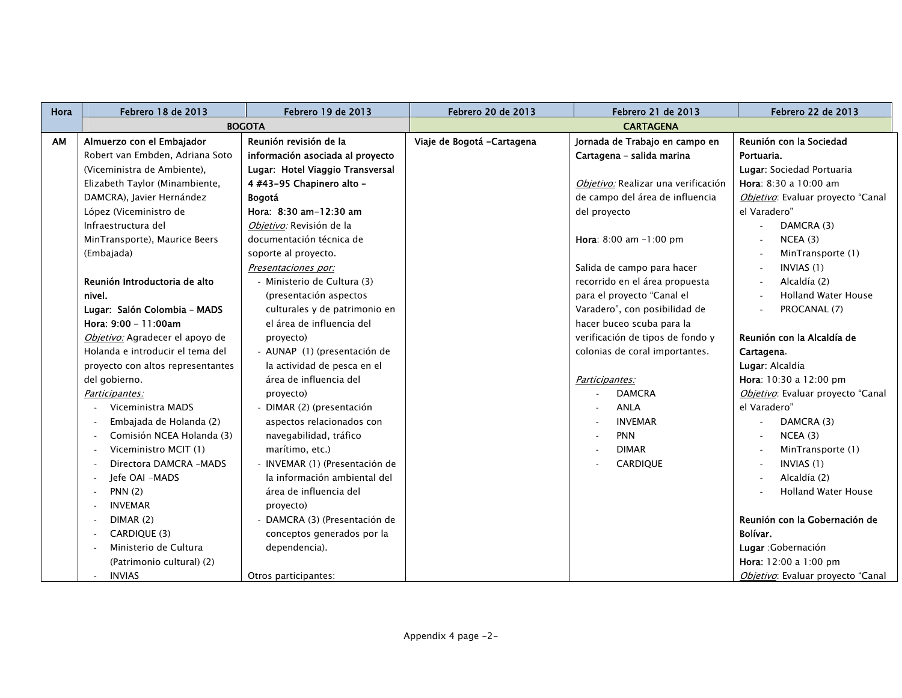| Hora | Febrero 18 de 2013 | Febrero 19 de 2013 | Febrero 20 de 2013 | Febrero 21 de 2013 | Febrero 22 de 2013 |
|---|---|---|---|---|---|
| | BOGOTA | | CARTAGENA | | |
| AM | **Almuerzo con el Embajador** Robert van Embden, Adriana Soto (Viceministra de Ambiente), Elizabeth Taylor (Minambiente, DAMCRA), Javier Hernández López (Viceministro de Infraestructura del MinTransporte), Maurice Beers (Embajada)<br><br>**Reunión Introductoria de alto nivel.**<br>**Lugar: Salón Colombia – MADS**<br>**Hora: 9:00 – 11:00am**<br>*Objetivo:* Agradecer el apoyo de Holanda e introducir el tema del proyecto con altos representantes del gobierno.<br>*Participantes:*<br>- Viceministra MADS<br>- Embajada de Holanda (2)<br>- Comisión NCEA Holanda (3)<br>- Viceministro MCIT (1)<br>- Directora DAMCRA -MADS<br>- Jefe OAI -MADS<br>- PNN (2)<br>- INVEMAR<br>- DIMAR (2)<br>- CARDIQUE (3)<br>- Ministerio de Cultura (Patrimonio cultural) (2)<br>- INVIAS | **Reunión revisión de la información asociada al proyecto**<br>**Lugar: Hotel Viaggio Transversal 4 #43-95 Chapinero alto – Bogotá**<br>**Hora: 8:30 am-12:30 am**<br>*Objetivo:* Revisión de la documentación técnica de soporte al proyecto.<br>*Presentaciones por:*<br>- Ministerio de Cultura (3) (presentación aspectos culturales y de patrimonio en el área de influencia del proyecto)<br>- AUNAP (1) (presentación de la actividad de pesca en el área de influencia del proyecto)<br>- DIMAR (2) (presentación aspectos relacionados con navegabilidad, tráfico marítimo, etc.)<br>- INVEMAR (1) (Presentación de la información ambiental del área de influencia del proyecto)<br>- DAMCRA (3) (Presentación de conceptos generados por la dependencia).<br><br>Otros participantes: | **Viaje de Bogotá -Cartagena** | **Jornada de Trabajo en campo en Cartagena – salida marina**<br><br>*Objetivo:* Realizar una verificación de campo del área de influencia del proyecto<br><br>**Hora**: 8:00 am -1:00 pm<br><br>Salida de campo para hacer recorrido en el área propuesta para el proyecto "Canal el Varadero", con posibilidad de hacer buceo scuba para la verificación de tipos de fondo y colonias de coral importantes.<br><br>*Participantes:*<br>- DAMCRA<br>- ANLA<br>- INVEMAR<br>- PNN<br>- DIMAR<br>- CARDIQUE | **Reunión con la Sociedad Portuaria.**<br>**Lugar:** Sociedad Portuaria<br>**Hora**: 8:30 a 10:00 am<br>*Objetivo*: Evaluar proyecto "Canal el Varadero"<br>- DAMCRA (3)<br>- NCEA (3)<br>- MinTransporte (1)<br>- INVIAS (1)<br>- Alcaldía (2)<br>- Holland Water House<br>- PROCANAL (7)<br><br>**Reunión con la Alcaldía de Cartagena.**<br>**Lugar**: Alcaldía<br>**Hora**: 10:30 a 12:00 pm<br>*Objetivo*: Evaluar proyecto "Canal el Varadero"<br>- DAMCRA (3)<br>- NCEA (3)<br>- MinTransporte (1)<br>- INVIAS (1)<br>- Alcaldía (2)<br>- Holland Water House<br><br>**Reunión con la Gobernación de Bolívar.**<br>**Lugar** :Gobernación<br>**Hora:** 12:00 a 1:00 pm<br>*Objetivo*: Evaluar proyecto "Canal |

Appendix 4 page -2-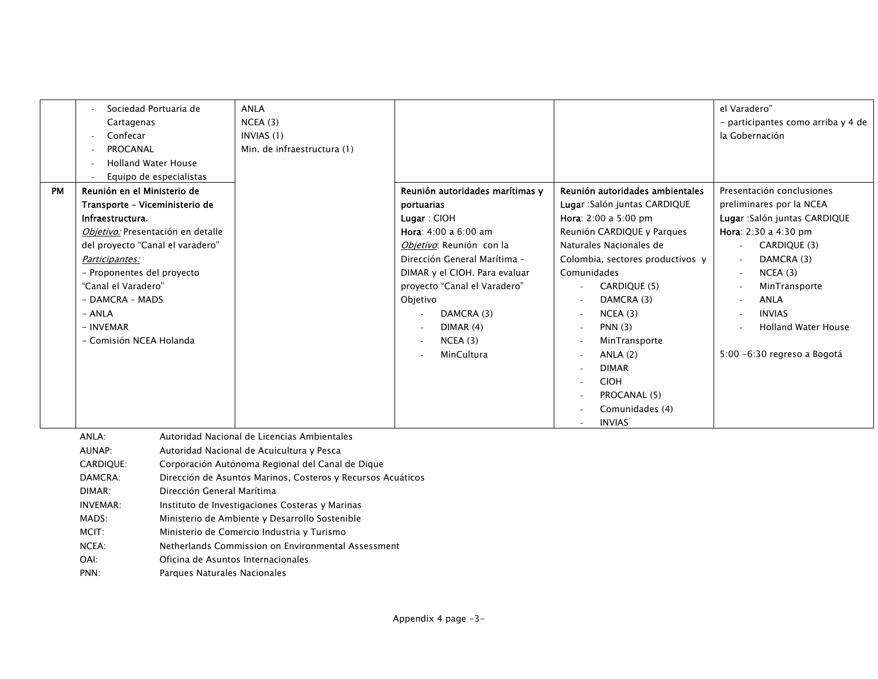| | | | | | |
|---|---|---|---|---|---|
| | - Sociedad Portuaria de Cartagenas<br>- Confecar<br>- PROCANAL<br>- Holland Water House<br>- Equipo de especialistas | ANLA<br>NCEA (3)<br>INVIAS (1)<br>Min. de infraestructura (1) | | | el Varadero"<br>- participantes como arriba y 4 de la Gobernación |
| **PM** | **Reunión en el Ministerio de Transporte – Viceministerio de Infraestructura.**<br>*Objetivo:* Presentación en detalle del proyecto "Canal el varadero"<br>*Participantes:*<br>- Proponentes del proyecto "Canal el Varadero"<br>- DAMCRA – MADS<br>- ANLA<br>- INVEMAR<br>- Comisión NCEA Holanda | | **Reunión autoridades marítimas y portuarias**<br>**Lugar** : CIOH<br>**Hora**: 4:00 a 6:00 am<br>*Objetivo*: Reunión con la Dirección General Marítima – DIMAR y el CIOH. Para evaluar proyecto "Canal el Varadero" Objetivo<br>- DAMCRA (3)<br>- DIMAR (4)<br>- NCEA (3)<br>- MinCultura | **Reunión autoridades ambientales**<br>**Lugar** :Salón juntas CARDIQUE<br>**Hora**: 2:00 a 5:00 pm<br>Reunión CARDIQUE y Parques Naturales Nacionales de Colombia, sectores productivos y Comunidades<br>- CARDIQUE (5)<br>- DAMCRA (3)<br>- NCEA (3)<br>- PNN (3)<br>- MinTransporte<br>- ANLA (2)<br>- DIMAR<br>- CIOH<br>- PROCANAL (5)<br>- Comunidades (4)<br>- INVIAS | Presentación conclusiones preliminares por la NCEA<br>**Lugar** :Salón juntas CARDIQUE<br>**Hora**: 2:30 a 4:30 pm<br>- CARDIQUE (3)<br>- DAMCRA (3)<br>- NCEA (3)<br>- MinTransporte<br>- ANLA<br>- INVIAS<br>- Holland Water House<br><br>5:00 –6:30 regreso a Bogotá |

ANLA: Autoridad Nacional de Licencias Ambientales
AUNAP: Autoridad Nacional de Acuicultura y Pesca
CARDIQUE: Corporación Autónoma Regional del Canal de Dique
DAMCRA: Dirección de Asuntos Marinos, Costeros y Recursos Acuáticos
DIMAR: Dirección General Marítima
INVEMAR: Instituto de Investigaciones Costeras y Marinas
MADS: Ministerio de Ambiente y Desarrollo Sostenible
MCIT: Ministerio de Comercio Industria y Turismo
NCEA: Netherlands Commission on Environmental Assessment
OAI: Oficina de Asuntos Internacionales
PNN: Parques Naturales Nacionales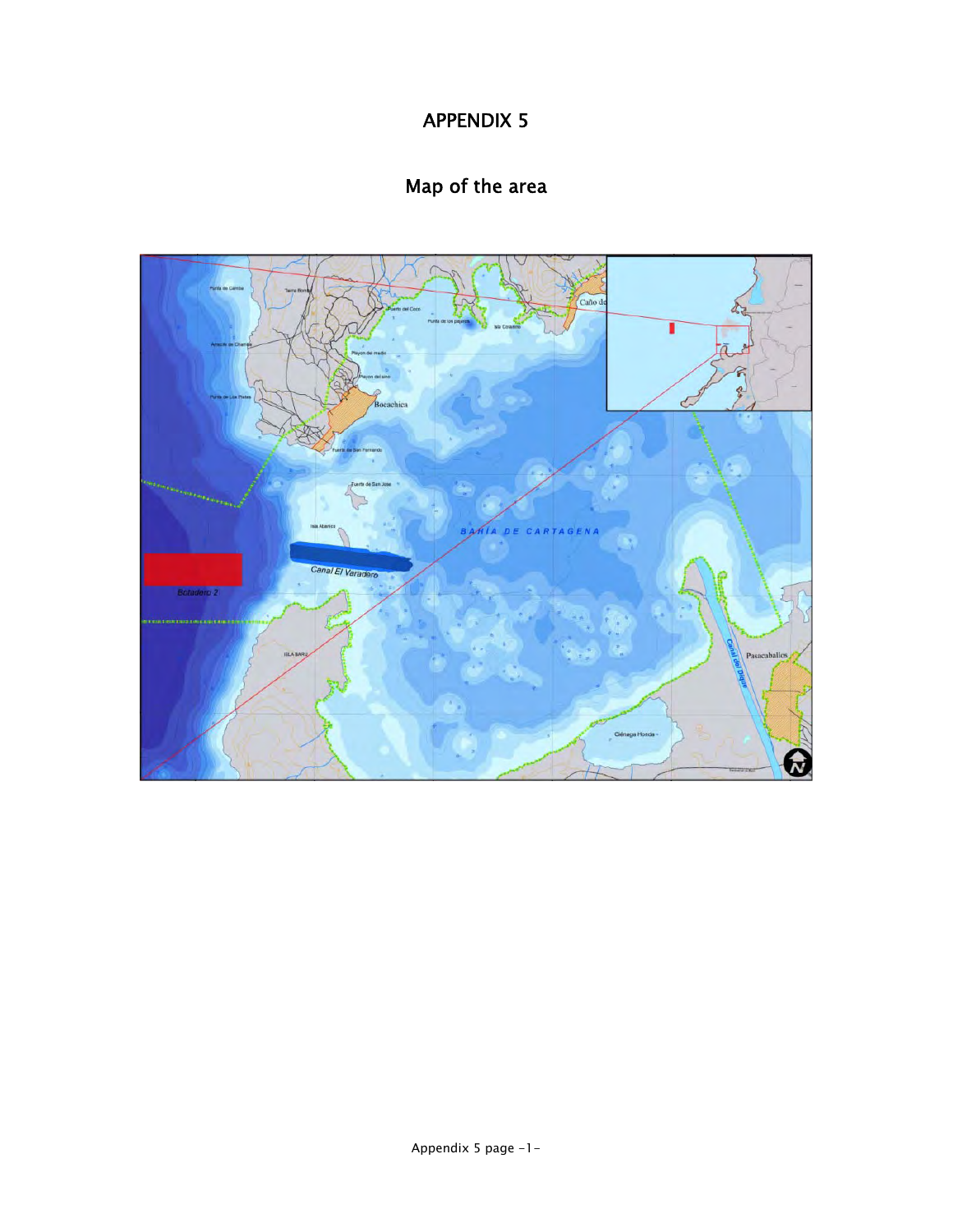# APPENDIX 5

## Map of the area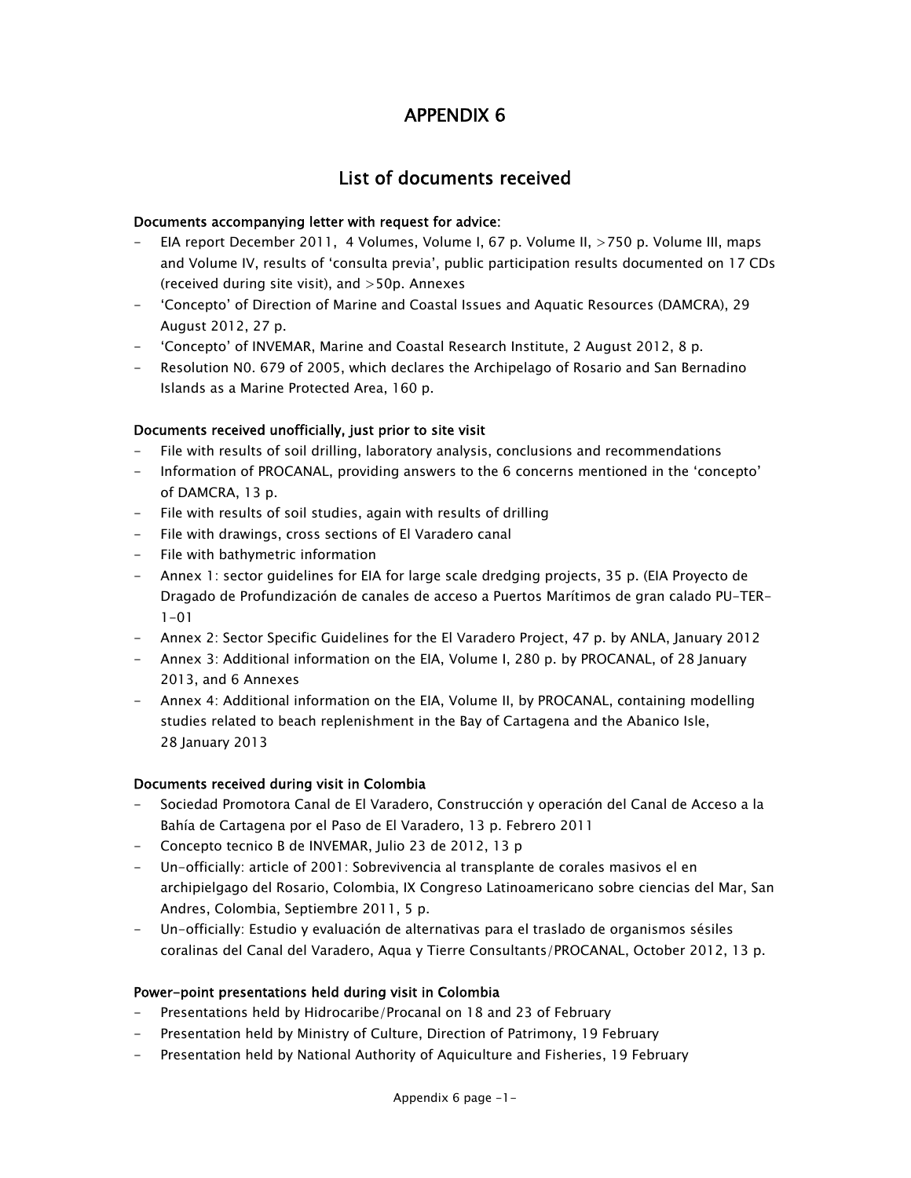# APPENDIX 6

## List of documents received

**Documents accompanying letter with request for advice:**

- EIA report December 2011, 4 Volumes, Volume I, 67 p. Volume II, >750 p. Volume III, maps and Volume IV, results of 'consulta previa', public participation results documented on 17 CDs (received during site visit), and >50p. Annexes
- 'Concepto' of Direction of Marine and Coastal Issues and Aquatic Resources (DAMCRA), 29 August 2012, 27 p.
- 'Concepto' of INVEMAR, Marine and Coastal Research Institute, 2 August 2012, 8 p.
- Resolution N0. 679 of 2005, which declares the Archipelago of Rosario and San Bernadino Islands as a Marine Protected Area, 160 p.

**Documents received unofficially, just prior to site visit**

- File with results of soil drilling, laboratory analysis, conclusions and recommendations
- Information of PROCANAL, providing answers to the 6 concerns mentioned in the 'concepto' of DAMCRA, 13 p.
- File with results of soil studies, again with results of drilling
- File with drawings, cross sections of El Varadero canal
- File with bathymetric information
- Annex 1: sector guidelines for EIA for large scale dredging projects, 35 p. (EIA Proyecto de Dragado de Profundización de canales de acceso a Puertos Marítimos de gran calado PU-TER-1-01
- Annex 2: Sector Specific Guidelines for the El Varadero Project, 47 p. by ANLA, January 2012
- Annex 3: Additional information on the EIA, Volume I, 280 p. by PROCANAL, of 28 January 2013, and 6 Annexes
- Annex 4: Additional information on the EIA, Volume II, by PROCANAL, containing modelling studies related to beach replenishment in the Bay of Cartagena and the Abanico Isle, 28 January 2013

**Documents received during visit in Colombia**

- Sociedad Promotora Canal de El Varadero, Construcción y operación del Canal de Acceso a la Bahía de Cartagena por el Paso de El Varadero, 13 p. Febrero 2011
- Concepto tecnico B de INVEMAR, Julio 23 de 2012, 13 p
- Un-officially: article of 2001: Sobrevivencia al transplante de corales masivos el en archipielgago del Rosario, Colombia, IX Congreso Latinoamericano sobre ciencias del Mar, San Andres, Colombia, Septiembre 2011, 5 p.
- Un-officially: Estudio y evaluación de alternativas para el traslado de organismos sésiles coralinas del Canal del Varadero, Aqua y Tierre Consultants/PROCANAL, October 2012, 13 p.

**Power-point presentations held during visit in Colombia**

- Presentations held by Hidrocaribe/Procanal on 18 and 23 of February
- Presentation held by Ministry of Culture, Direction of Patrimony, 19 February
- Presentation held by National Authority of Aquiculture and Fisheries, 19 February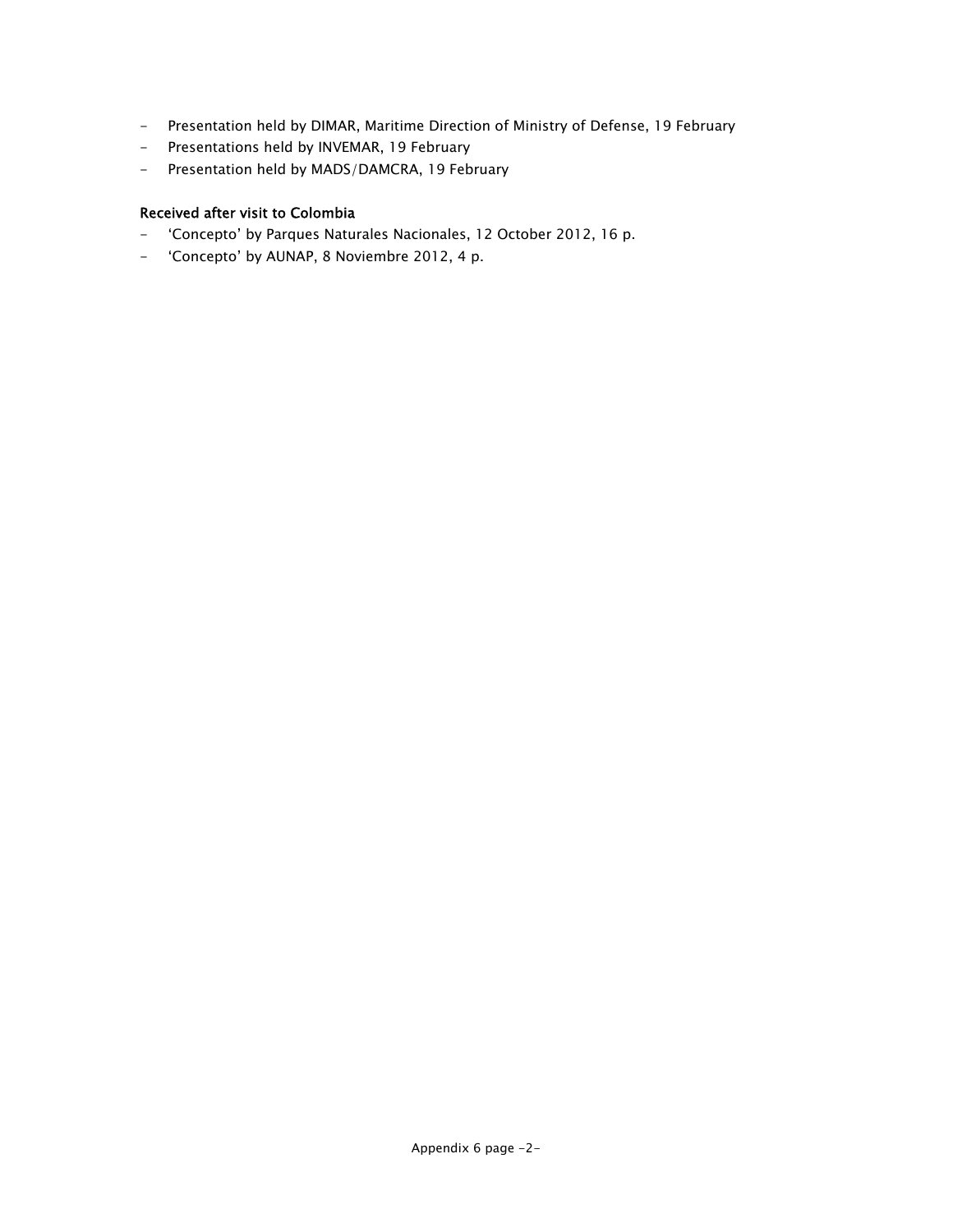- Presentation held by DIMAR, Maritime Direction of Ministry of Defense, 19 February
- Presentations held by INVEMAR, 19 February
- Presentation held by MADS/DAMCRA, 19 February

**Received after visit to Colombia**

- 'Concepto' by Parques Naturales Nacionales, 12 October 2012, 16 p.
- 'Concepto' by AUNAP, 8 Noviembre 2012, 4 p.